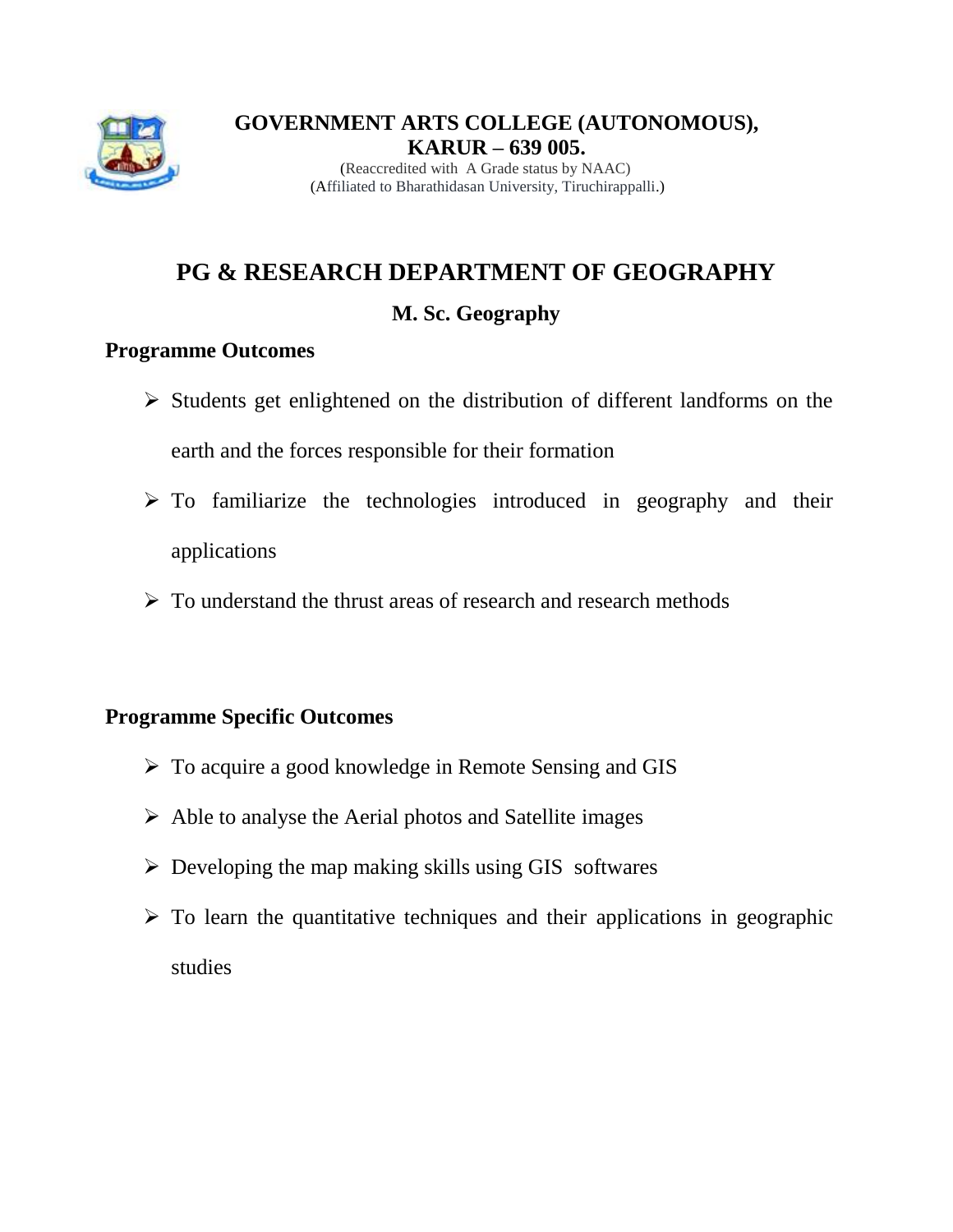**GOVERNMENT ARTS COLLEGE (AUTONOMOUS), KARUR – 639 005.**

(Reaccredited with A Grade status by NAAC)

(Affiliated to Bharathidasan University, Tiruchirappalli.)

# PG & RESEARCH DEPARTMENT OF GEOGRAPHY

## M. Sc. Geography

### Programme Outcomes

- Students get enlightened on the distribution of different landforms on the earth and the forces responsible for their formation
- To familiarize the technologies introduced in geography and their applications
- To understand the thrust areas of research and research methods

### Programme Specific Outcomes

- To acquire a good knowledge in Remote Sensing and GIS
- Able to analyse the Aerial photos and Satellite images
- Developing the map making skills using GIS softwares
- To learn the quantitative techniques and their applications in geographic studies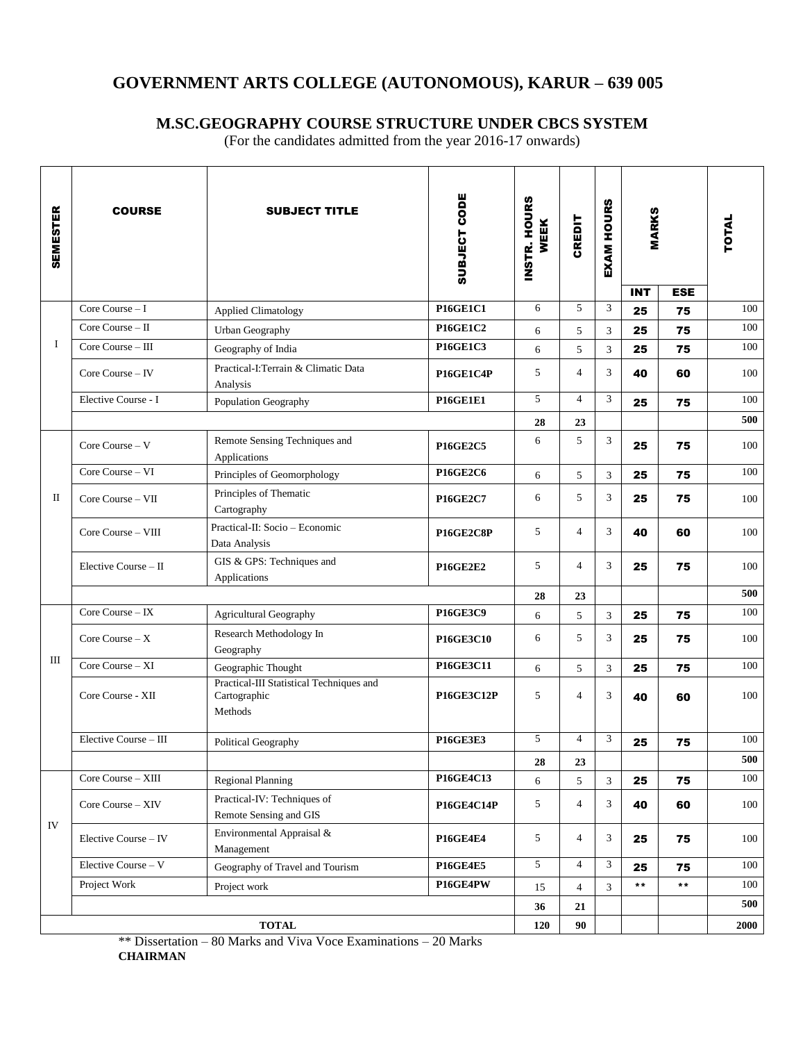# GOVERNMENT ARTS COLLEGE (AUTONOMOUS), KARUR – 639 005

## M.SC.GEOGRAPHY COURSE STRUCTURE UNDER CBCS SYSTEM

(For the candidates admitted from the year 2016-17 onwards)

| SEMESTER | COURSE | SUBJECT TITLE | SUBJECT CODE | INSTR. HOURS WEEK | CREDIT | EXAM HOURS | MARKS | | TOTAL |
|---|---|---|---|---|---|---|---|---|---|
| | | | | | | | INT | ESE | |
| I | Core Course – I | Applied Climatology | **P16GE1C1** | 6 | 5 | 3 | **25** | **75** | 100 |
| | Core Course – II | Urban Geography | **P16GE1C2** | 6 | 5 | 3 | **25** | **75** | 100 |
| | Core Course – III | Geography of India | **P16GE1C3** | 6 | 5 | 3 | **25** | **75** | 100 |
| | Core Course – IV | Practical-I:Terrain & Climatic Data Analysis | **P16GE1C4P** | 5 | 4 | 3 | **40** | **60** | 100 |
| | Elective Course - I | Population Geography | **P16GE1E1** | 5 | 4 | 3 | **25** | **75** | 100 |
| | | | | **28** | **23** | | | | **500** |
| II | Core Course – V | Remote Sensing Techniques and Applications | **P16GE2C5** | 6 | 5 | 3 | **25** | **75** | 100 |
| | Core Course – VI | Principles of Geomorphology | **P16GE2C6** | 6 | 5 | 3 | **25** | **75** | 100 |
| | Core Course – VII | Principles of Thematic Cartography | **P16GE2C7** | 6 | 5 | 3 | **25** | **75** | 100 |
| | Core Course – VIII | Practical-II: Socio – Economic Data Analysis | **P16GE2C8P** | 5 | 4 | 3 | **40** | **60** | 100 |
| | Elective Course – II | GIS & GPS: Techniques and Applications | **P16GE2E2** | 5 | 4 | 3 | **25** | **75** | 100 |
| | | | | **28** | **23** | | | | **500** |
| III | Core Course – IX | Agricultural Geography | **P16GE3C9** | 6 | 5 | 3 | **25** | **75** | 100 |
| | Core Course – X | Research Methodology In Geography | **P16GE3C10** | 6 | 5 | 3 | **25** | **75** | 100 |
| | Core Course – XI | Geographic Thought | **P16GE3C11** | 6 | 5 | 3 | **25** | **75** | 100 |
| | Core Course - XII | Practical-III Statistical Techniques and Cartographic Methods | **P16GE3C12P** | 5 | 4 | 3 | **40** | **60** | 100 |
| | Elective Course – III | Political Geography | **P16GE3E3** | 5 | 4 | 3 | **25** | **75** | 100 |
| | | | | **28** | **23** | | | | **500** |
| IV | Core Course – XIII | Regional Planning | **P16GE4C13** | 6 | 5 | 3 | **25** | **75** | 100 |
| | Core Course – XIV | Practical-IV: Techniques of Remote Sensing and GIS | **P16GE4C14P** | 5 | 4 | 3 | **40** | **60** | 100 |
| | Elective Course – IV | Environmental Appraisal & Management | **P16GE4E4** | 5 | 4 | 3 | **25** | **75** | 100 |
| | Elective Course – V | Geography of Travel and Tourism | **P16GE4E5** | 5 | 4 | 3 | **25** | **75** | 100 |
| | Project Work | Project work | **P16GE4PW** | 15 | 4 | 3 | ** | ** | 100 |
| | | | | **36** | **21** | | | | **500** |
| **TOTAL** | | | | **120** | **90** | | | | **2000** |

** Dissertation – 80 Marks and Viva Voce Examinations – 20 Marks

**CHAIRMAN**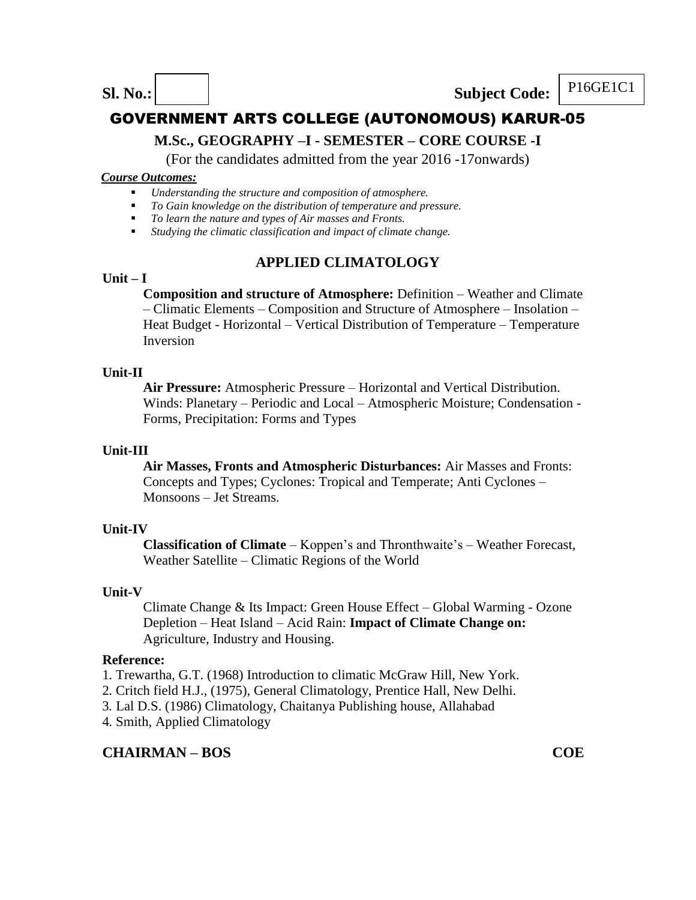**Sl. No.:** | | **Subject Code:** P16GE1C1

# GOVERNMENT ARTS COLLEGE (AUTONOMOUS) KARUR-05

## M.Sc., GEOGRAPHY –I - SEMESTER – CORE COURSE -I

(For the candidates admitted from the year 2016 -17onwards)

***Course Outcomes:***

- *Understanding the structure and composition of atmosphere.*
- *To Gain knowledge on the distribution of temperature and pressure.*
- *To learn the nature and types of Air masses and Fronts.*
- *Studying the climatic classification and impact of climate change.*

## APPLIED CLIMATOLOGY

**Unit – I**

**Composition and structure of Atmosphere:** Definition – Weather and Climate – Climatic Elements – Composition and Structure of Atmosphere – Insolation – Heat Budget - Horizontal – Vertical Distribution of Temperature – Temperature Inversion

**Unit-II**

**Air Pressure:** Atmospheric Pressure – Horizontal and Vertical Distribution. Winds: Planetary – Periodic and Local – Atmospheric Moisture; Condensation - Forms, Precipitation: Forms and Types

**Unit-III**

**Air Masses, Fronts and Atmospheric Disturbances:** Air Masses and Fronts: Concepts and Types; Cyclones: Tropical and Temperate; Anti Cyclones – Monsoons – Jet Streams.

**Unit-IV**

**Classification of Climate** – Koppen's and Thronthwaite's – Weather Forecast, Weather Satellite – Climatic Regions of the World

**Unit-V**

Climate Change & Its Impact: Green House Effect – Global Warming - Ozone Depletion – Heat Island – Acid Rain: **Impact of Climate Change on:** Agriculture, Industry and Housing.

**Reference:**

1. Trewartha, G.T. (1968) Introduction to climatic McGraw Hill, New York.
2. Critch field H.J., (1975), General Climatology, Prentice Hall, New Delhi.
3. Lal D.S. (1986) Climatology, Chaitanya Publishing house, Allahabad
4. Smith, Applied Climatology

**CHAIRMAN – BOS** **COE**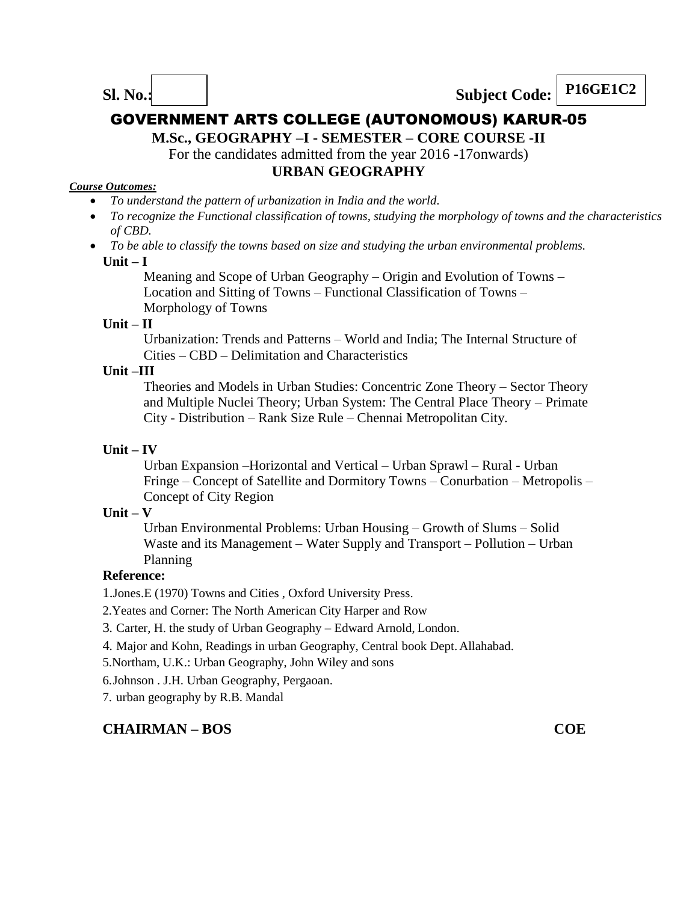**Sl. No.:** | | **Subject Code:** **P16GE1C2**

# GOVERNMENT ARTS COLLEGE (AUTONOMOUS) KARUR-05

**M.Sc., GEOGRAPHY –I - SEMESTER – CORE COURSE -II**

For the candidates admitted from the year 2016 -17onwards)

## URBAN GEOGRAPHY

***Course Outcomes:***

- *To understand the pattern of urbanization in India and the world.*
- *To recognize the Functional classification of towns, studying the morphology of towns and the characteristics of CBD.*
- *To be able to classify the towns based on size and studying the urban environmental problems.*

**Unit – I**

Meaning and Scope of Urban Geography – Origin and Evolution of Towns – Location and Sitting of Towns – Functional Classification of Towns – Morphology of Towns

**Unit – II**

Urbanization: Trends and Patterns – World and India; The Internal Structure of Cities – CBD – Delimitation and Characteristics

**Unit –III**

Theories and Models in Urban Studies: Concentric Zone Theory – Sector Theory and Multiple Nuclei Theory; Urban System: The Central Place Theory – Primate City - Distribution – Rank Size Rule – Chennai Metropolitan City.

**Unit – IV**

Urban Expansion –Horizontal and Vertical – Urban Sprawl – Rural - Urban Fringe – Concept of Satellite and Dormitory Towns – Conurbation – Metropolis – Concept of City Region

**Unit – V**

Urban Environmental Problems: Urban Housing – Growth of Slums – Solid Waste and its Management – Water Supply and Transport – Pollution – Urban Planning

**Reference:**

1. Jones.E (1970) Towns and Cities , Oxford University Press.
2. Yeates and Corner: The North American City Harper and Row
3. Carter, H. the study of Urban Geography – Edward Arnold, London.
4. Major and Kohn, Readings in urban Geography, Central book Dept. Allahabad.
5. Northam, U.K.: Urban Geography, John Wiley and sons
6. Johnson . J.H. Urban Geography, Pergaoan.
7. urban geography by R.B. Mandal

**CHAIRMAN – BOS** **COE**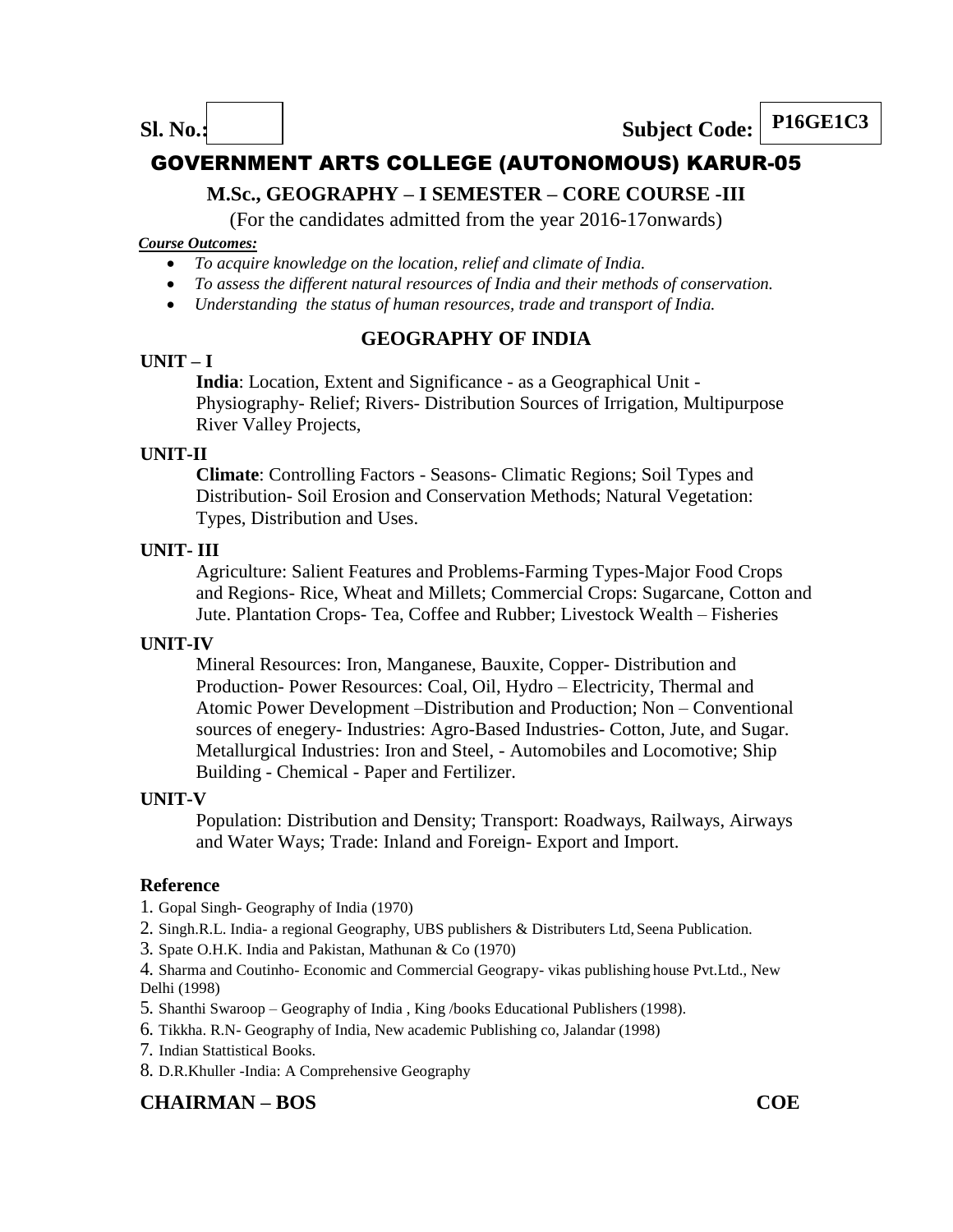**Sl. No.:** | **Subject Code: P16GE1C3**

# GOVERNMENT ARTS COLLEGE (AUTONOMOUS) KARUR-05

## M.Sc., GEOGRAPHY – I SEMESTER – CORE COURSE -III

(For the candidates admitted from the year 2016-17onwards)

***Course Outcomes:***

- *To acquire knowledge on the location, relief and climate of India.*
- *To assess the different natural resources of India and their methods of conservation.*
- *Understanding the status of human resources, trade and transport of India.*

## GEOGRAPHY OF INDIA

**UNIT – I**

**India**: Location, Extent and Significance - as a Geographical Unit - Physiography- Relief; Rivers- Distribution Sources of Irrigation, Multipurpose River Valley Projects,

**UNIT-II**

**Climate**: Controlling Factors - Seasons- Climatic Regions; Soil Types and Distribution- Soil Erosion and Conservation Methods; Natural Vegetation: Types, Distribution and Uses.

**UNIT- III**

Agriculture: Salient Features and Problems-Farming Types-Major Food Crops and Regions- Rice, Wheat and Millets; Commercial Crops: Sugarcane, Cotton and Jute. Plantation Crops- Tea, Coffee and Rubber; Livestock Wealth – Fisheries

**UNIT-IV**

Mineral Resources: Iron, Manganese, Bauxite, Copper- Distribution and Production- Power Resources: Coal, Oil, Hydro – Electricity, Thermal and Atomic Power Development –Distribution and Production; Non – Conventional sources of enegery- Industries: Agro-Based Industries- Cotton, Jute, and Sugar. Metallurgical Industries: Iron and Steel, - Automobiles and Locomotive; Ship Building - Chemical - Paper and Fertilizer.

**UNIT-V**

Population: Distribution and Density; Transport: Roadways, Railways, Airways and Water Ways; Trade: Inland and Foreign- Export and Import.

### Reference

1. Gopal Singh- Geography of India (1970)
2. Singh.R.L. India- a regional Geography, UBS publishers & Distributers Ltd, Seena Publication.
3. Spate O.H.K. India and Pakistan, Mathunan & Co (1970)
4. Sharma and Coutinho- Economic and Commercial Geograpy- vikas publishing house Pvt.Ltd., New Delhi (1998)
5. Shanthi Swaroop – Geography of India , King /books Educational Publishers (1998).
6. Tikkha. R.N- Geography of India, New academic Publishing co, Jalandar (1998)
7. Indian Stattistical Books.
8. D.R.Khuller -India: A Comprehensive Geography

**CHAIRMAN – BOS** **COE**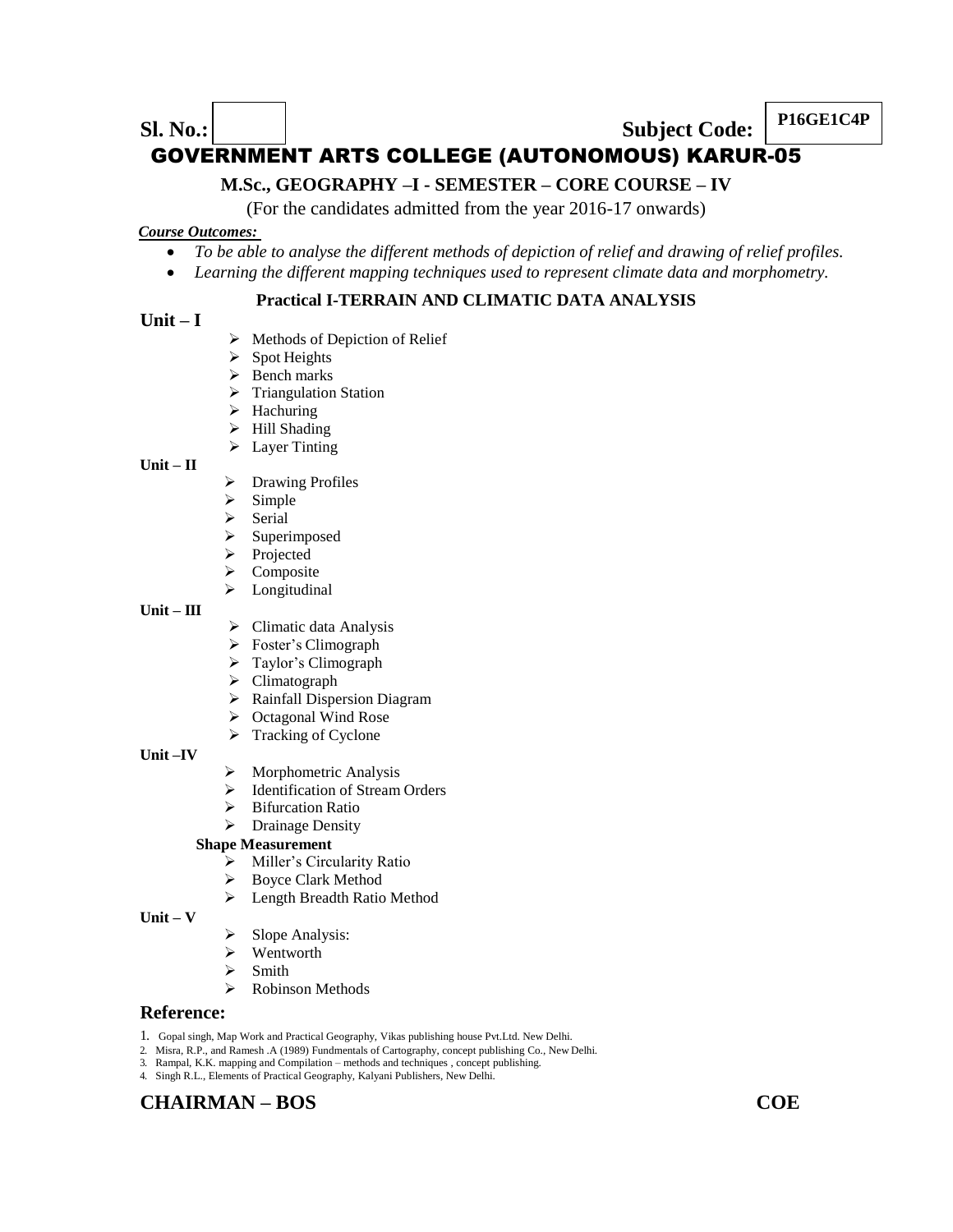**Sl. No.:** | | **Subject Code:** **P16GE1C4P**

# GOVERNMENT ARTS COLLEGE (AUTONOMOUS) KARUR-05

**M.Sc., GEOGRAPHY –I - SEMESTER – CORE COURSE – IV**

(For the candidates admitted from the year 2016-17 onwards)

***Course Outcomes:***

- *To be able to analyse the different methods of depiction of relief and drawing of relief profiles.*
- *Learning the different mapping techniques used to represent climate data and morphometry.*

## Practical I-TERRAIN AND CLIMATIC DATA ANALYSIS

**Unit – I**

- Methods of Depiction of Relief
- Spot Heights
- Bench marks
- Triangulation Station
- Hachuring
- Hill Shading
- Layer Tinting

**Unit – II**

- Drawing Profiles
- Simple
- Serial
- Superimposed
- Projected
- Composite
- Longitudinal

**Unit – III**

- Climatic data Analysis
- Foster's Climograph
- Taylor's Climograph
- Climatograph
- Rainfall Dispersion Diagram
- Octagonal Wind Rose
- Tracking of Cyclone

**Unit –IV**

- Morphometric Analysis
- Identification of Stream Orders
- Bifurcation Ratio
- Drainage Density

**Shape Measurement**

- Miller's Circularity Ratio
- Boyce Clark Method
- Length Breadth Ratio Method

**Unit – V**

- Slope Analysis:
- Wentworth
- Smith
- Robinson Methods

## Reference:

1. Gopal singh, Map Work and Practical Geography, Vikas publishing house Pvt.Ltd. New Delhi.
2. Misra, R.P., and Ramesh .A (1989) Fundmentals of Cartography, concept publishing Co., New Delhi.
3. Rampal, K.K. mapping and Compilation – methods and techniques , concept publishing.
4. Singh R.L., Elements of Practical Geography, Kalyani Publishers, New Delhi.

**CHAIRMAN – BOS** **COE**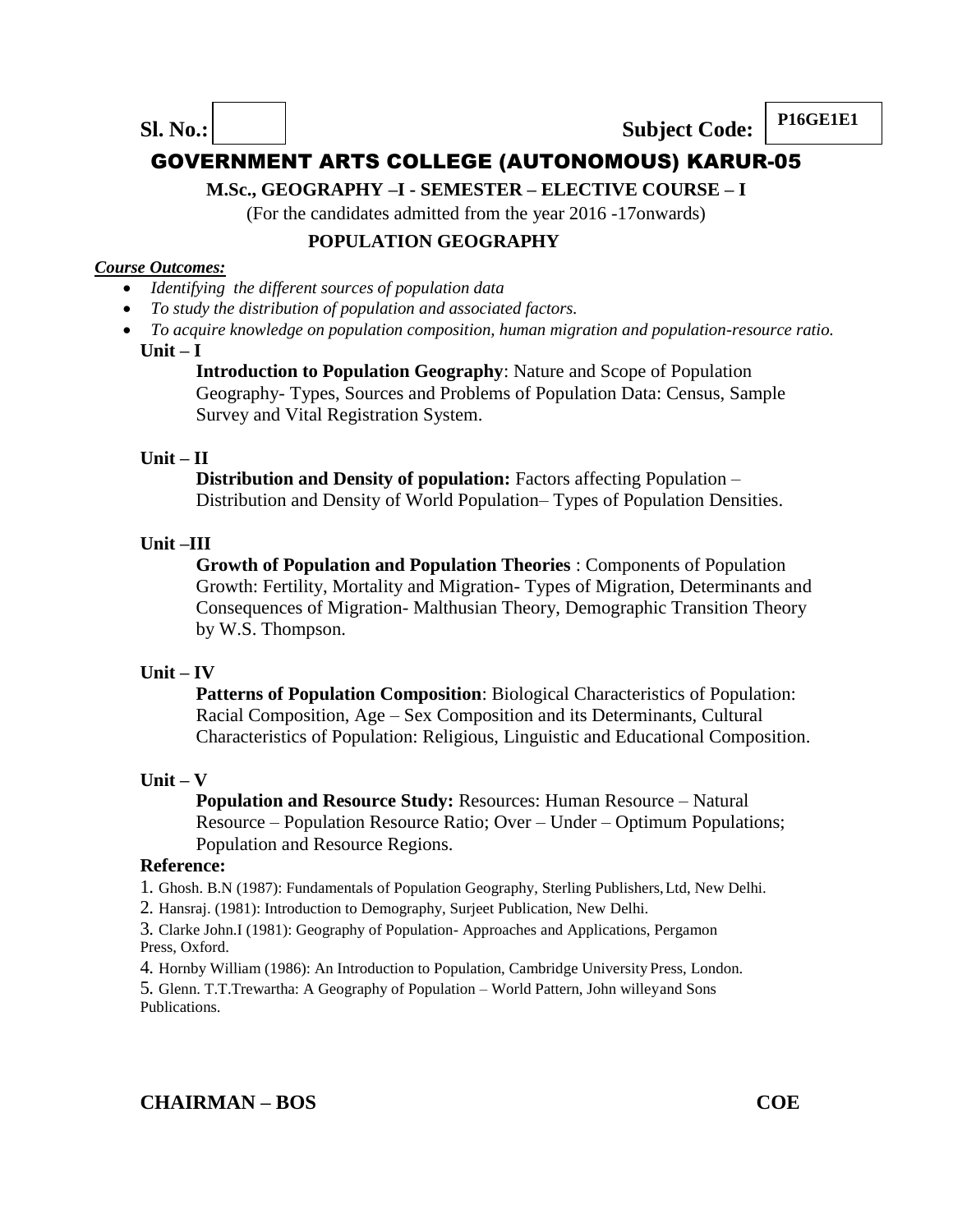**Sl. No.:** **Subject Code:** **P16GE1E1**

# GOVERNMENT ARTS COLLEGE (AUTONOMOUS) KARUR-05

**M.Sc., GEOGRAPHY –I - SEMESTER – ELECTIVE COURSE – I**

(For the candidates admitted from the year 2016 -17onwards)

## POPULATION GEOGRAPHY

***Course Outcomes:***

- *Identifying the different sources of population data*
- *To study the distribution of population and associated factors.*
- *To acquire knowledge on population composition, human migration and population-resource ratio.*

**Unit – I**

**Introduction to Population Geography**: Nature and Scope of Population Geography- Types, Sources and Problems of Population Data: Census, Sample Survey and Vital Registration System.

**Unit – II**

**Distribution and Density of population:** Factors affecting Population – Distribution and Density of World Population– Types of Population Densities.

**Unit –III**

**Growth of Population and Population Theories** : Components of Population Growth: Fertility, Mortality and Migration- Types of Migration, Determinants and Consequences of Migration- Malthusian Theory, Demographic Transition Theory by W.S. Thompson.

**Unit – IV**

**Patterns of Population Composition**: Biological Characteristics of Population: Racial Composition, Age – Sex Composition and its Determinants, Cultural Characteristics of Population: Religious, Linguistic and Educational Composition.

**Unit – V**

**Population and Resource Study:** Resources: Human Resource – Natural Resource – Population Resource Ratio; Over – Under – Optimum Populations; Population and Resource Regions.

**Reference:**

1. Ghosh. B.N (1987): Fundamentals of Population Geography, Sterling Publishers, Ltd, New Delhi.
2. Hansraj. (1981): Introduction to Demography, Surjeet Publication, New Delhi.
3. Clarke John.I (1981): Geography of Population- Approaches and Applications, Pergamon Press, Oxford.
4. Hornby William (1986): An Introduction to Population, Cambridge University Press, London.
5. Glenn. T.T.Trewartha: A Geography of Population – World Pattern, John willeyand Sons Publications.

**CHAIRMAN – BOS** **COE**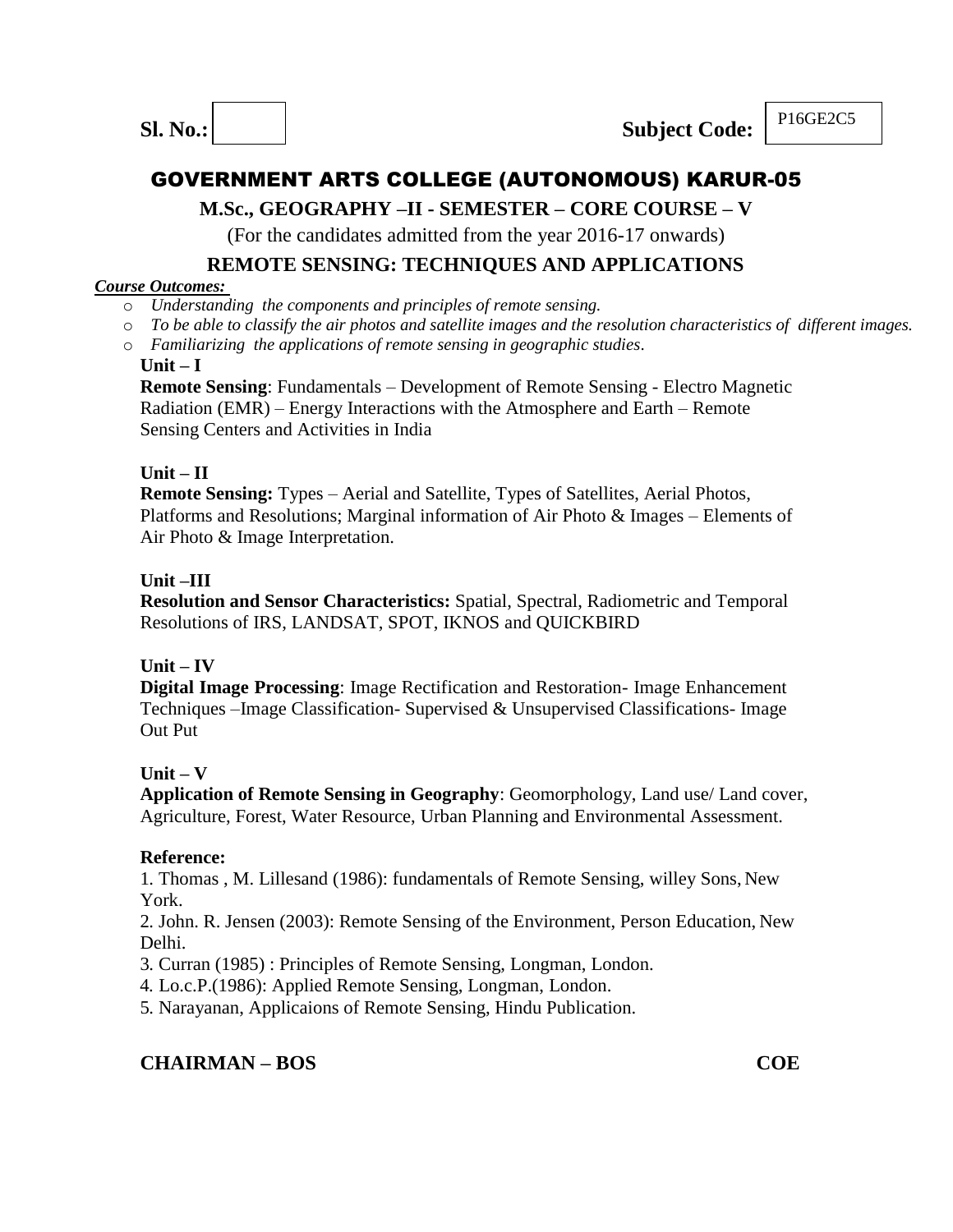**Sl. No.:** **Subject Code:** P16GE2C5

# GOVERNMENT ARTS COLLEGE (AUTONOMOUS) KARUR-05

## M.Sc., GEOGRAPHY –II - SEMESTER – CORE COURSE – V

(For the candidates admitted from the year 2016-17 onwards)

## REMOTE SENSING: TECHNIQUES AND APPLICATIONS

***Course Outcomes:***

- *Understanding the components and principles of remote sensing.*
- *To be able to classify the air photos and satellite images and the resolution characteristics of different images.*
- *Familiarizing the applications of remote sensing in geographic studies.*

**Unit – I**

**Remote Sensing**: Fundamentals – Development of Remote Sensing - Electro Magnetic Radiation (EMR) – Energy Interactions with the Atmosphere and Earth – Remote Sensing Centers and Activities in India

**Unit – II**

**Remote Sensing:** Types – Aerial and Satellite, Types of Satellites, Aerial Photos, Platforms and Resolutions; Marginal information of Air Photo & Images – Elements of Air Photo & Image Interpretation.

**Unit –III**

**Resolution and Sensor Characteristics:** Spatial, Spectral, Radiometric and Temporal Resolutions of IRS, LANDSAT, SPOT, IKNOS and QUICKBIRD

**Unit – IV**

**Digital Image Processing**: Image Rectification and Restoration- Image Enhancement Techniques –Image Classification- Supervised & Unsupervised Classifications- Image Out Put

**Unit – V**

**Application of Remote Sensing in Geography**: Geomorphology, Land use/ Land cover, Agriculture, Forest, Water Resource, Urban Planning and Environmental Assessment.

**Reference:**

1. Thomas , M. Lillesand (1986): fundamentals of Remote Sensing, willey Sons, New York.
2. John. R. Jensen (2003): Remote Sensing of the Environment, Person Education, New Delhi.
3. Curran (1985) : Principles of Remote Sensing, Longman, London.
4. Lo.c.P.(1986): Applied Remote Sensing, Longman, London.
5. Narayanan, Applicaions of Remote Sensing, Hindu Publication.

**CHAIRMAN – BOS** **COE**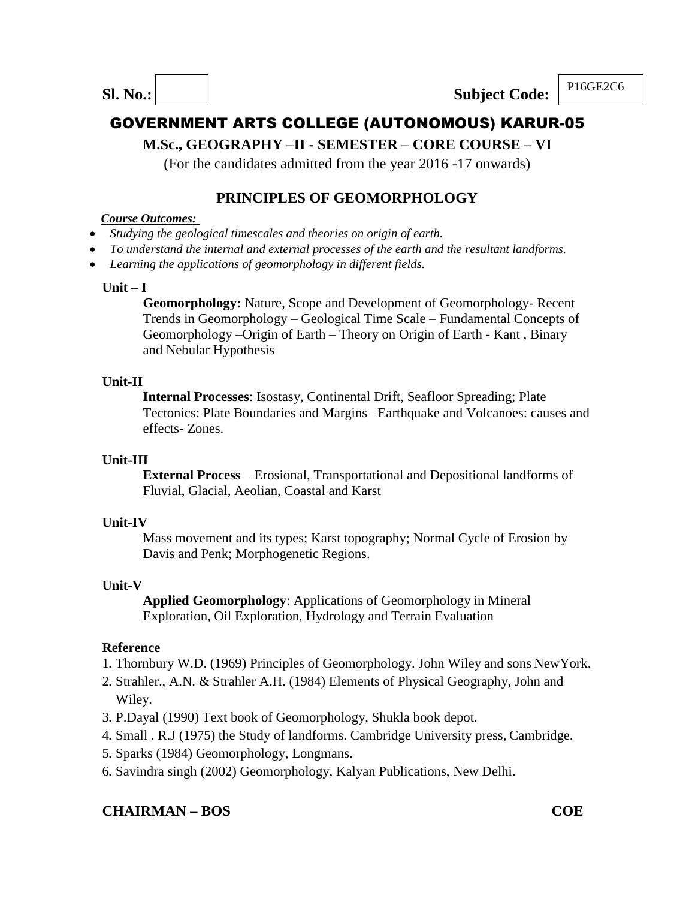**Sl. No.:** 

**Subject Code:** P16GE2C6

# GOVERNMENT ARTS COLLEGE (AUTONOMOUS) KARUR-05

## M.Sc., GEOGRAPHY –II - SEMESTER – CORE COURSE – VI

(For the candidates admitted from the year 2016 -17 onwards)

## PRINCIPLES OF GEOMORPHOLOGY

***Course Outcomes:***

- *Studying the geological timescales and theories on origin of earth.*
- *To understand the internal and external processes of the earth and the resultant landforms.*
- *Learning the applications of geomorphology in different fields.*

**Unit – I**

**Geomorphology:** Nature, Scope and Development of Geomorphology- Recent Trends in Geomorphology – Geological Time Scale – Fundamental Concepts of Geomorphology –Origin of Earth – Theory on Origin of Earth - Kant , Binary and Nebular Hypothesis

**Unit-II**

**Internal Processes**: Isostasy, Continental Drift, Seafloor Spreading; Plate Tectonics: Plate Boundaries and Margins –Earthquake and Volcanoes: causes and effects- Zones.

**Unit-III**

**External Process** – Erosional, Transportational and Depositional landforms of Fluvial, Glacial, Aeolian, Coastal and Karst

**Unit-IV**

Mass movement and its types; Karst topography; Normal Cycle of Erosion by Davis and Penk; Morphogenetic Regions.

**Unit-V**

**Applied Geomorphology**: Applications of Geomorphology in Mineral Exploration, Oil Exploration, Hydrology and Terrain Evaluation

**Reference**

1. Thornbury W.D. (1969) Principles of Geomorphology. John Wiley and sons NewYork.
2. Strahler., A.N. & Strahler A.H. (1984) Elements of Physical Geography, John and Wiley.
3. P.Dayal (1990) Text book of Geomorphology, Shukla book depot.
4. Small . R.J (1975) the Study of landforms. Cambridge University press, Cambridge.
5. Sparks (1984) Geomorphology, Longmans.
6. Savindra singh (2002) Geomorphology, Kalyan Publications, New Delhi.

**CHAIRMAN – BOS** **COE**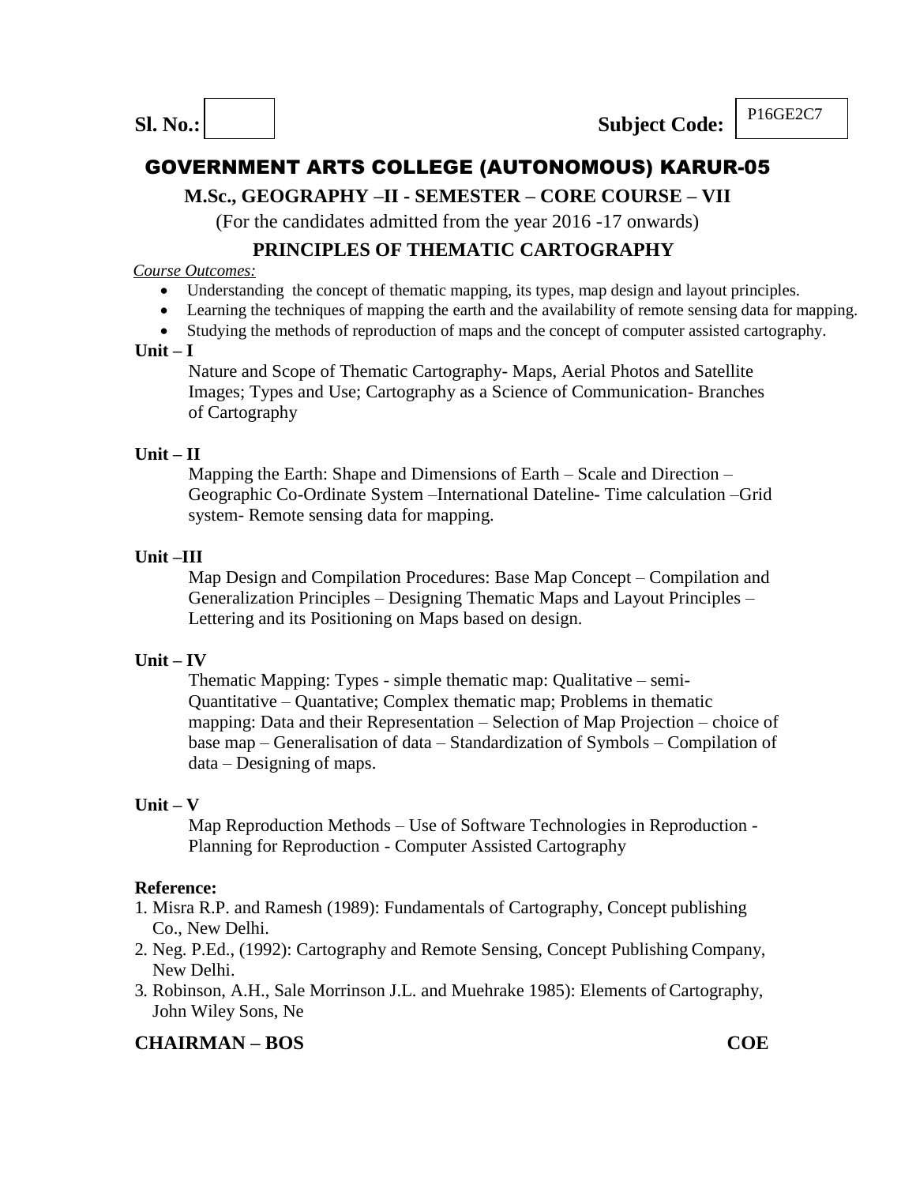**Sl. No.:** **Subject Code:** P16GE2C7

# GOVERNMENT ARTS COLLEGE (AUTONOMOUS) KARUR-05

## M.Sc., GEOGRAPHY –II - SEMESTER – CORE COURSE – VII

(For the candidates admitted from the year 2016 -17 onwards)

## PRINCIPLES OF THEMATIC CARTOGRAPHY

*Course Outcomes:*

- Understanding the concept of thematic mapping, its types, map design and layout principles.
- Learning the techniques of mapping the earth and the availability of remote sensing data for mapping.
- Studying the methods of reproduction of maps and the concept of computer assisted cartography.

**Unit – I**

Nature and Scope of Thematic Cartography- Maps, Aerial Photos and Satellite Images; Types and Use; Cartography as a Science of Communication- Branches of Cartography

**Unit – II**

Mapping the Earth: Shape and Dimensions of Earth – Scale and Direction – Geographic Co-Ordinate System –International Dateline- Time calculation –Grid system- Remote sensing data for mapping.

**Unit –III**

Map Design and Compilation Procedures: Base Map Concept – Compilation and Generalization Principles – Designing Thematic Maps and Layout Principles – Lettering and its Positioning on Maps based on design.

**Unit – IV**

Thematic Mapping: Types - simple thematic map: Qualitative – semi-Quantitative – Quantative; Complex thematic map; Problems in thematic mapping: Data and their Representation – Selection of Map Projection – choice of base map – Generalisation of data – Standardization of Symbols – Compilation of data – Designing of maps.

**Unit – V**

Map Reproduction Methods – Use of Software Technologies in Reproduction - Planning for Reproduction - Computer Assisted Cartography

**Reference:**

1. Misra R.P. and Ramesh (1989): Fundamentals of Cartography, Concept publishing Co., New Delhi.
2. Neg. P.Ed., (1992): Cartography and Remote Sensing, Concept Publishing Company, New Delhi.
3. Robinson, A.H., Sale Morrinson J.L. and Muehrake 1985): Elements of Cartography, John Wiley Sons, Ne

**CHAIRMAN – BOS** **COE**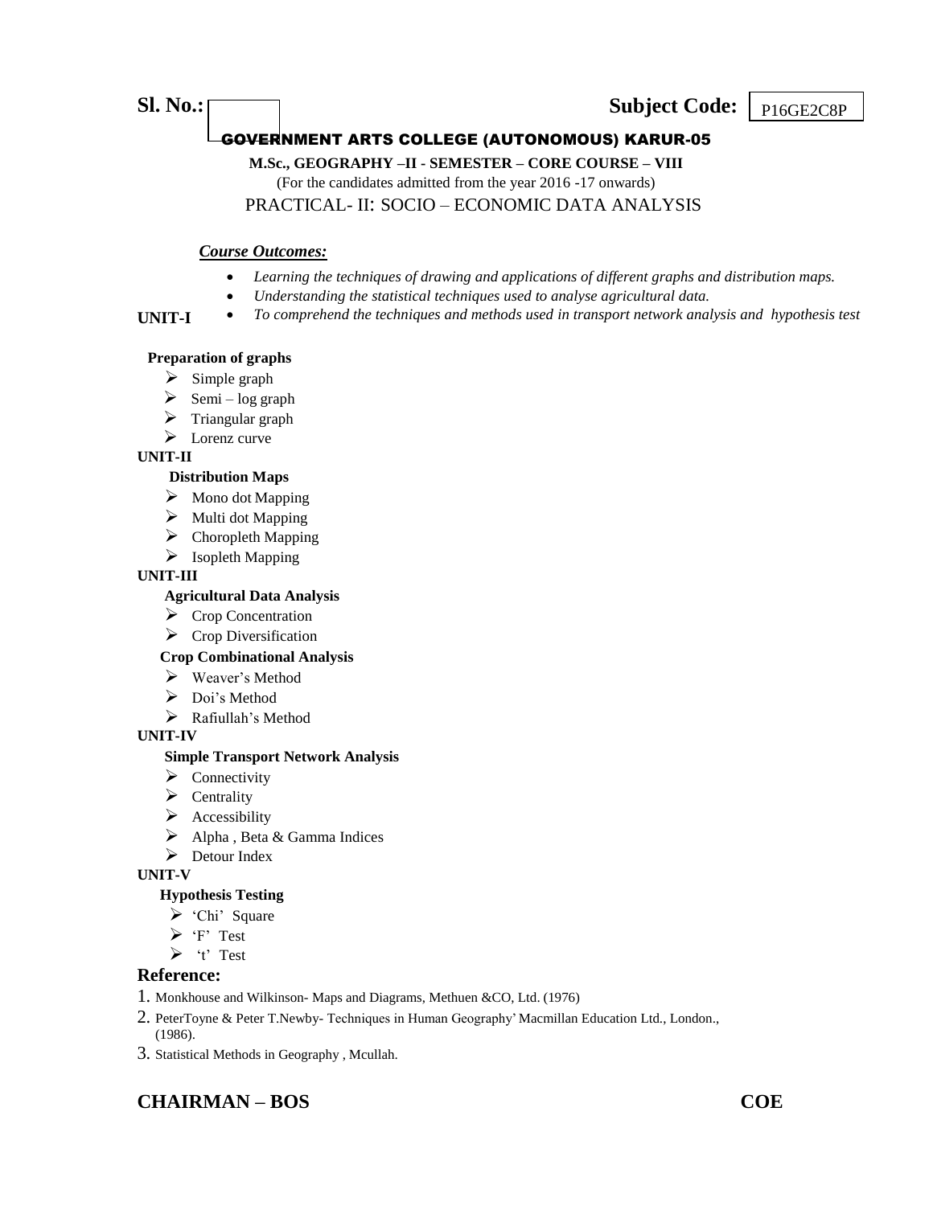**Sl. No.:** 　　　　　　　　　　　　　　　　**Subject Code:** P16GE2C8P

# GOVERNMENT ARTS COLLEGE (AUTONOMOUS) KARUR-05

**M.Sc., GEOGRAPHY –II - SEMESTER – CORE COURSE – VIII**

(For the candidates admitted from the year 2016 -17 onwards)

PRACTICAL- II: SOCIO – ECONOMIC DATA ANALYSIS

***Course Outcomes:***

- *Learning the techniques of drawing and applications of different graphs and distribution maps.*
- *Understanding the statistical techniques used to analyse agricultural data.*
- *To comprehend the techniques and methods used in transport network analysis and hypothesis test*

**UNIT-I**

**Preparation of graphs**

- Simple graph
- Semi – log graph
- Triangular graph
- Lorenz curve

**UNIT-II**

**Distribution Maps**

- Mono dot Mapping
- Multi dot Mapping
- Choropleth Mapping
- Isopleth Mapping

**UNIT-III**

**Agricultural Data Analysis**

- Crop Concentration
- Crop Diversification

**Crop Combinational Analysis**

- Weaver's Method
- Doi's Method
- Rafiullah's Method

**UNIT-IV**

**Simple Transport Network Analysis**

- Connectivity
- Centrality
- Accessibility
- Alpha , Beta & Gamma Indices
- Detour Index

**UNIT-V**

**Hypothesis Testing**

- 'Chi' Square
- 'F' Test
- 't' Test

## Reference:

1. Monkhouse and Wilkinson- Maps and Diagrams, Methuen &CO, Ltd. (1976)
2. PeterToyne & Peter T.Newby- Techniques in Human Geography' Macmillan Education Ltd., London., (1986).
3. Statistical Methods in Geography , Mcullah.

**CHAIRMAN – BOS** 　　　　　　　　　　　　　　　　**COE**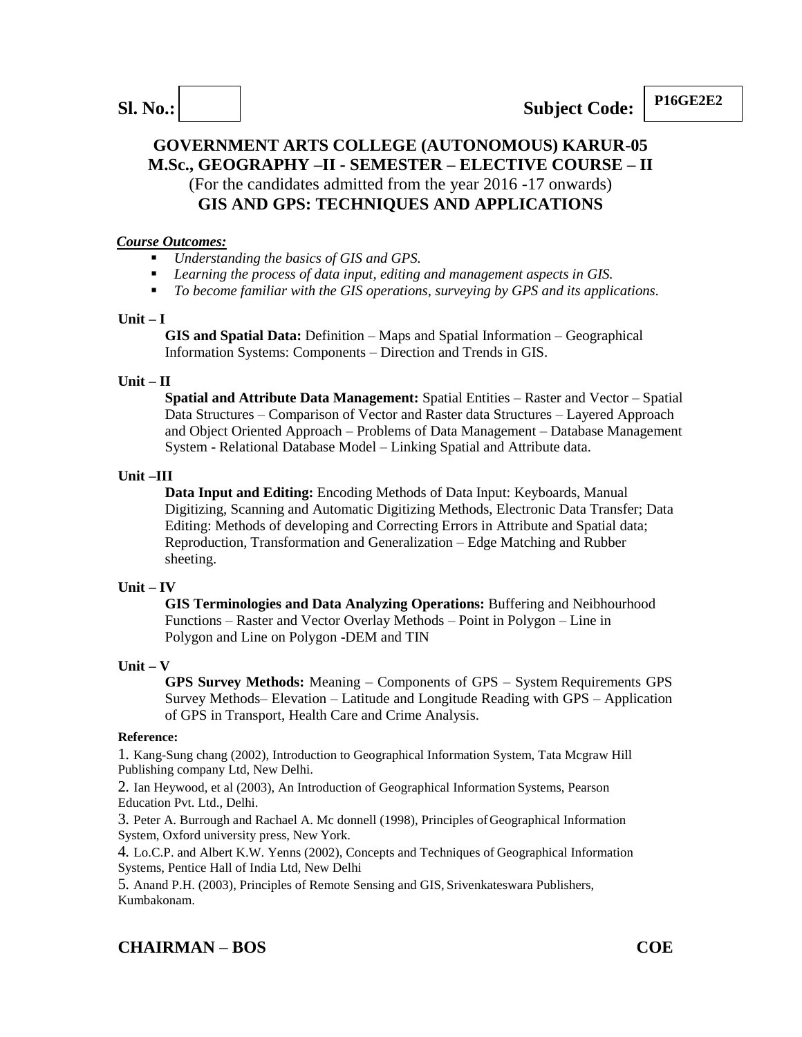**Sl. No.:** &nbsp;&nbsp;&nbsp;&nbsp;&nbsp;&nbsp;&nbsp;&nbsp;&nbsp;&nbsp;&nbsp;&nbsp;&nbsp;&nbsp;&nbsp;&nbsp;&nbsp;&nbsp;&nbsp;&nbsp;&nbsp;&nbsp;&nbsp;&nbsp;&nbsp;&nbsp;&nbsp;&nbsp;&nbsp;&nbsp;&nbsp;&nbsp;&nbsp;&nbsp;&nbsp;&nbsp;&nbsp;&nbsp;&nbsp;&nbsp; **Subject Code: P16GE2E2**

# GOVERNMENT ARTS COLLEGE (AUTONOMOUS) KARUR-05

## M.Sc., GEOGRAPHY –II - SEMESTER – ELECTIVE COURSE – II

(For the candidates admitted from the year 2016 -17 onwards)

## GIS AND GPS: TECHNIQUES AND APPLICATIONS

***Course Outcomes:***

- *Understanding the basics of GIS and GPS.*
- *Learning the process of data input, editing and management aspects in GIS.*
- *To become familiar with the GIS operations, surveying by GPS and its applications.*

**Unit – I**

**GIS and Spatial Data:** Definition – Maps and Spatial Information – Geographical Information Systems: Components – Direction and Trends in GIS.

**Unit – II**

**Spatial and Attribute Data Management:** Spatial Entities – Raster and Vector – Spatial Data Structures – Comparison of Vector and Raster data Structures – Layered Approach and Object Oriented Approach – Problems of Data Management – Database Management System - Relational Database Model – Linking Spatial and Attribute data.

**Unit –III**

**Data Input and Editing:** Encoding Methods of Data Input: Keyboards, Manual Digitizing, Scanning and Automatic Digitizing Methods, Electronic Data Transfer; Data Editing: Methods of developing and Correcting Errors in Attribute and Spatial data; Reproduction, Transformation and Generalization – Edge Matching and Rubber sheeting.

**Unit – IV**

**GIS Terminologies and Data Analyzing Operations:** Buffering and Neibhourhood Functions – Raster and Vector Overlay Methods – Point in Polygon – Line in Polygon and Line on Polygon -DEM and TIN

**Unit – V**

**GPS Survey Methods:** Meaning – Components of GPS – System Requirements GPS Survey Methods– Elevation – Latitude and Longitude Reading with GPS – Application of GPS in Transport, Health Care and Crime Analysis.

**Reference:**

1. Kang-Sung chang (2002), Introduction to Geographical Information System, Tata Mcgraw Hill Publishing company Ltd, New Delhi.
2. Ian Heywood, et al (2003), An Introduction of Geographical Information Systems, Pearson Education Pvt. Ltd., Delhi.
3. Peter A. Burrough and Rachael A. Mc donnell (1998), Principles of Geographical Information System, Oxford university press, New York.
4. Lo.C.P. and Albert K.W. Yenns (2002), Concepts and Techniques of Geographical Information Systems, Pentice Hall of India Ltd, New Delhi
5. Anand P.H. (2003), Principles of Remote Sensing and GIS, Srivenkateswara Publishers, Kumbakonam.

**CHAIRMAN – BOS** &nbsp;&nbsp;&nbsp;&nbsp;&nbsp;&nbsp;&nbsp;&nbsp;&nbsp;&nbsp;&nbsp;&nbsp;&nbsp;&nbsp;&nbsp;&nbsp;&nbsp;&nbsp;&nbsp;&nbsp;&nbsp;&nbsp;&nbsp;&nbsp;&nbsp;&nbsp;&nbsp;&nbsp;&nbsp;&nbsp;&nbsp;&nbsp;&nbsp;&nbsp;&nbsp;&nbsp;&nbsp;&nbsp;&nbsp;&nbsp; **COE**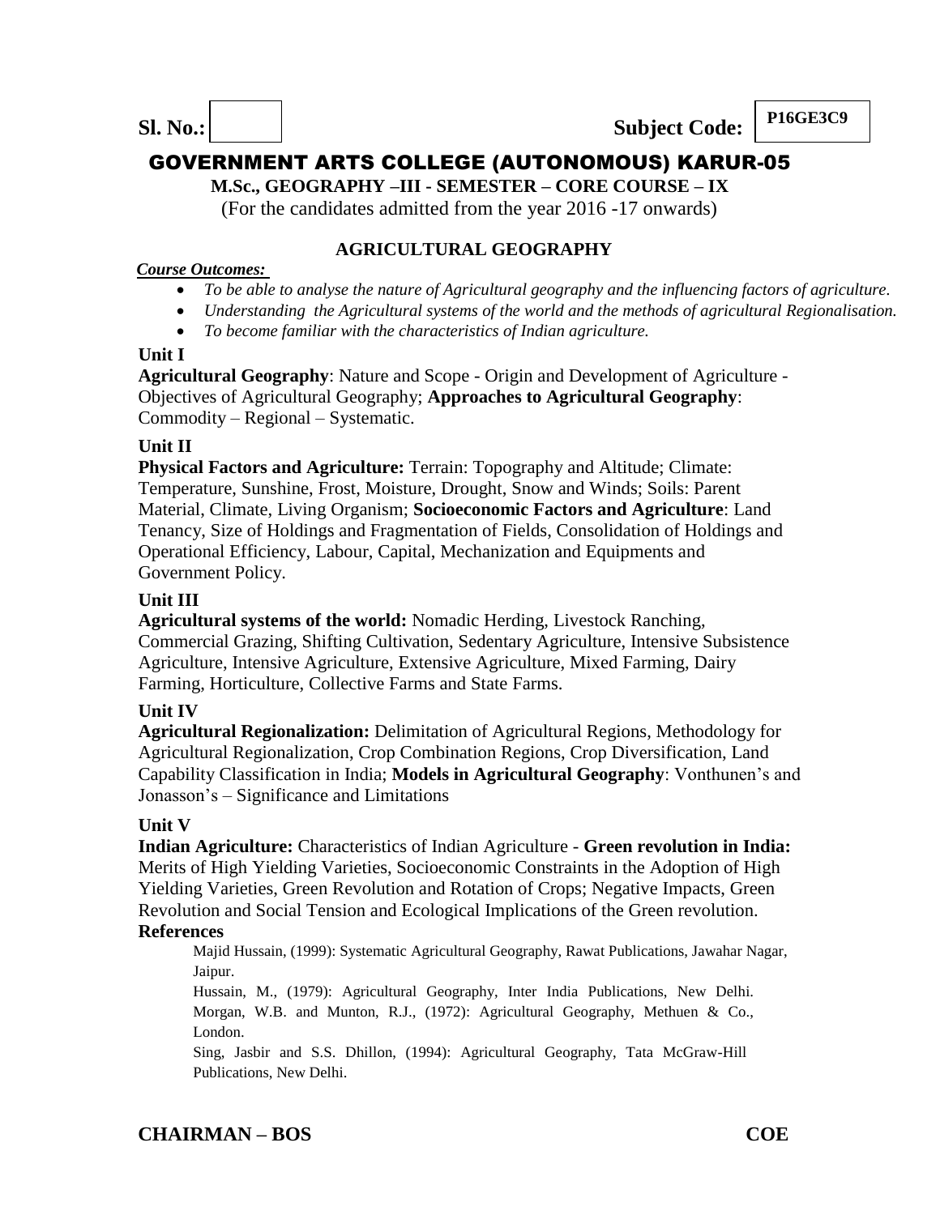**Sl. No.:** | | **Subject Code:** **P16GE3C9**

# GOVERNMENT ARTS COLLEGE (AUTONOMOUS) KARUR-05

**M.Sc., GEOGRAPHY –III - SEMESTER – CORE COURSE – IX**

(For the candidates admitted from the year 2016 -17 onwards)

## AGRICULTURAL GEOGRAPHY

***Course Outcomes:***

- *To be able to analyse the nature of Agricultural geography and the influencing factors of agriculture.*
- *Understanding the Agricultural systems of the world and the methods of agricultural Regionalisation.*
- *To become familiar with the characteristics of Indian agriculture.*

### Unit I

**Agricultural Geography**: Nature and Scope - Origin and Development of Agriculture - Objectives of Agricultural Geography; **Approaches to Agricultural Geography**: Commodity – Regional – Systematic.

### Unit II

**Physical Factors and Agriculture:** Terrain: Topography and Altitude; Climate: Temperature, Sunshine, Frost, Moisture, Drought, Snow and Winds; Soils: Parent Material, Climate, Living Organism; **Socioeconomic Factors and Agriculture**: Land Tenancy, Size of Holdings and Fragmentation of Fields, Consolidation of Holdings and Operational Efficiency, Labour, Capital, Mechanization and Equipments and Government Policy.

### Unit III

**Agricultural systems of the world:** Nomadic Herding, Livestock Ranching, Commercial Grazing, Shifting Cultivation, Sedentary Agriculture, Intensive Subsistence Agriculture, Intensive Agriculture, Extensive Agriculture, Mixed Farming, Dairy Farming, Horticulture, Collective Farms and State Farms.

### Unit IV

**Agricultural Regionalization:** Delimitation of Agricultural Regions, Methodology for Agricultural Regionalization, Crop Combination Regions, Crop Diversification, Land Capability Classification in India; **Models in Agricultural Geography**: Vonthunen's and Jonasson's – Significance and Limitations

### Unit V

**Indian Agriculture:** Characteristics of Indian Agriculture - **Green revolution in India:** Merits of High Yielding Varieties, Socioeconomic Constraints in the Adoption of High Yielding Varieties, Green Revolution and Rotation of Crops; Negative Impacts, Green Revolution and Social Tension and Ecological Implications of the Green revolution.

### References

Majid Hussain, (1999): Systematic Agricultural Geography, Rawat Publications, Jawahar Nagar, Jaipur.

Hussain, M., (1979): Agricultural Geography, Inter India Publications, New Delhi.

Morgan, W.B. and Munton, R.J., (1972): Agricultural Geography, Methuen & Co., London.

Sing, Jasbir and S.S. Dhillon, (1994): Agricultural Geography, Tata McGraw-Hill Publications, New Delhi.

**CHAIRMAN – BOS** **COE**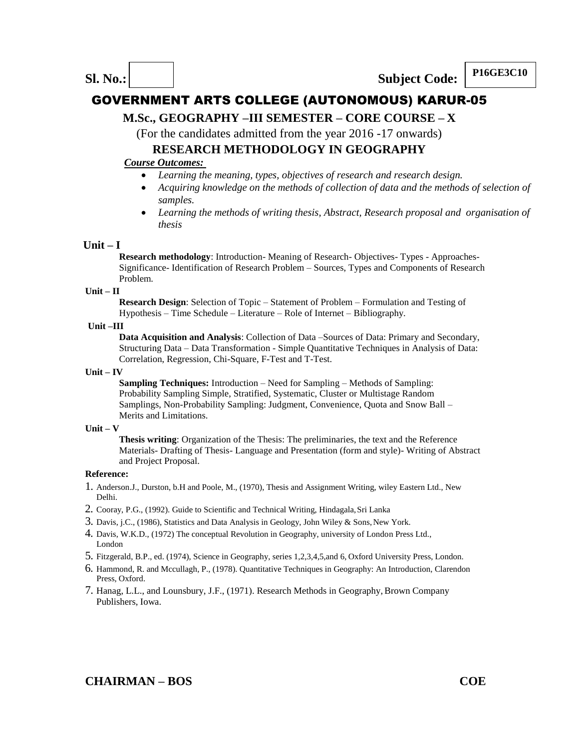**Sl. No.:** | | **Subject Code:** **P16GE3C10**

# GOVERNMENT ARTS COLLEGE (AUTONOMOUS) KARUR-05

## M.Sc., GEOGRAPHY –III SEMESTER – CORE COURSE – X

(For the candidates admitted from the year 2016 -17 onwards)

## RESEARCH METHODOLOGY IN GEOGRAPHY

***Course Outcomes:***

- *Learning the meaning, types, objectives of research and research design.*
- *Acquiring knowledge on the methods of collection of data and the methods of selection of samples.*
- *Learning the methods of writing thesis, Abstract, Research proposal and organisation of thesis*

### Unit – I

**Research methodology**: Introduction- Meaning of Research- Objectives- Types - Approaches- Significance- Identification of Research Problem – Sources, Types and Components of Research Problem.

### Unit – II

**Research Design**: Selection of Topic – Statement of Problem – Formulation and Testing of Hypothesis – Time Schedule – Literature – Role of Internet – Bibliography.

### Unit –III

**Data Acquisition and Analysis**: Collection of Data –Sources of Data: Primary and Secondary, Structuring Data – Data Transformation - Simple Quantitative Techniques in Analysis of Data: Correlation, Regression, Chi-Square, F-Test and T-Test.

### Unit – IV

**Sampling Techniques:** Introduction – Need for Sampling – Methods of Sampling: Probability Sampling Simple, Stratified, Systematic, Cluster or Multistage Random Samplings, Non-Probability Sampling: Judgment, Convenience, Quota and Snow Ball – Merits and Limitations.

### Unit – V

**Thesis writing**: Organization of the Thesis: The preliminaries, the text and the Reference Materials- Drafting of Thesis- Language and Presentation (form and style)- Writing of Abstract and Project Proposal.

### Reference:

1. Anderson.J., Durston, b.H and Poole, M., (1970), Thesis and Assignment Writing, wiley Eastern Ltd., New Delhi.
2. Cooray, P.G., (1992). Guide to Scientific and Technical Writing, Hindagala, Sri Lanka
3. Davis, j.C., (1986), Statistics and Data Analysis in Geology, John Wiley & Sons, New York.
4. Davis, W.K.D., (1972) The conceptual Revolution in Geography, university of London Press Ltd., London
5. Fitzgerald, B.P., ed. (1974), Science in Geography, series 1,2,3,4,5,and 6, Oxford University Press, London.
6. Hammond, R. and Mccullagh, P., (1978). Quantitative Techniques in Geography: An Introduction, Clarendon Press, Oxford.
7. Hanag, L.L., and Lounsbury, J.F., (1971). Research Methods in Geography, Brown Company Publishers, Iowa.

**CHAIRMAN – BOS** **COE**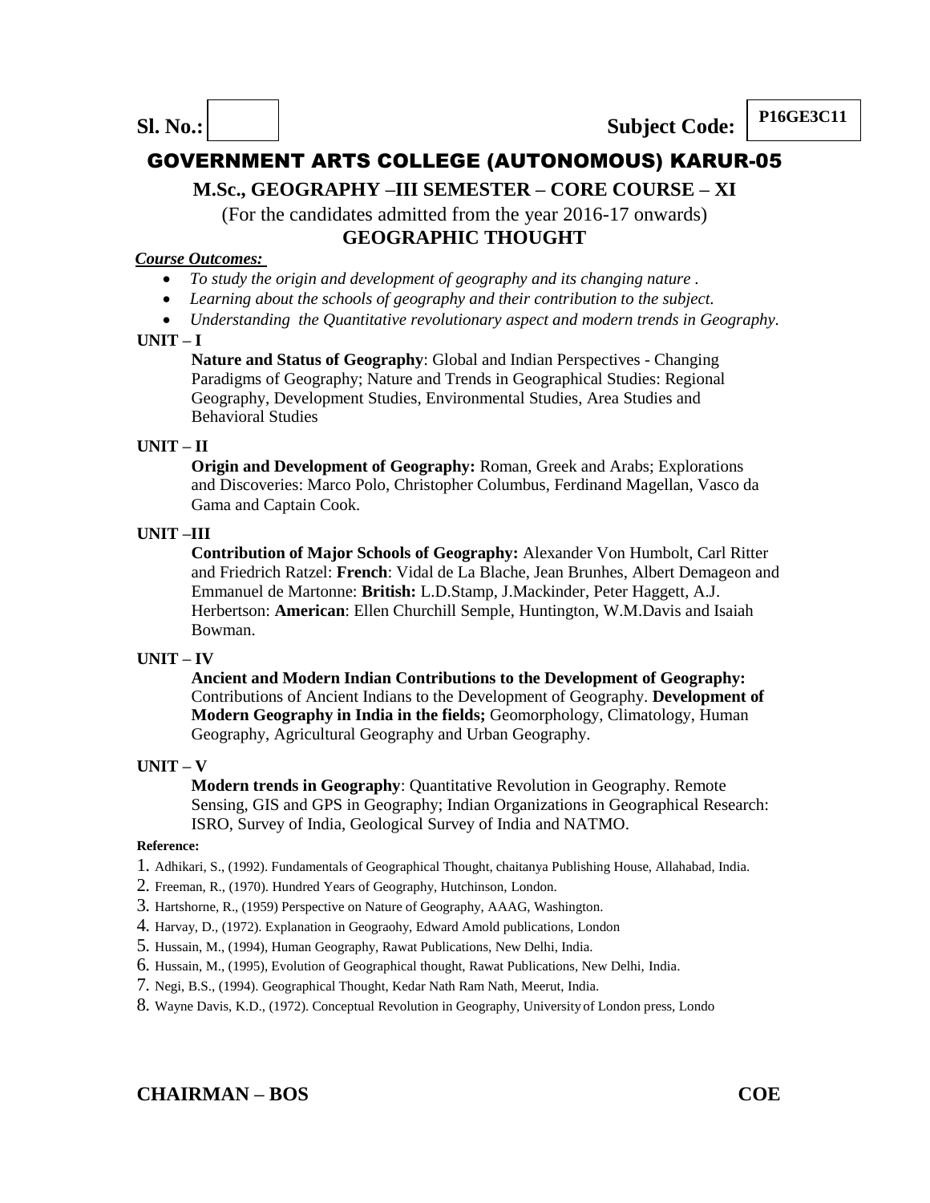**Sl. No.:** | | **Subject Code:** **P16GE3C11**

# GOVERNMENT ARTS COLLEGE (AUTONOMOUS) KARUR-05

## M.Sc., GEOGRAPHY –III SEMESTER – CORE COURSE – XI

(For the candidates admitted from the year 2016-17 onwards)

## GEOGRAPHIC THOUGHT

***Course Outcomes:***

- *To study the origin and development of geography and its changing nature .*
- *Learning about the schools of geography and their contribution to the subject.*
- *Understanding the Quantitative revolutionary aspect and modern trends in Geography.*

**UNIT – I**

**Nature and Status of Geography**: Global and Indian Perspectives - Changing Paradigms of Geography; Nature and Trends in Geographical Studies: Regional Geography, Development Studies, Environmental Studies, Area Studies and Behavioral Studies

**UNIT – II**

**Origin and Development of Geography:** Roman, Greek and Arabs; Explorations and Discoveries: Marco Polo, Christopher Columbus, Ferdinand Magellan, Vasco da Gama and Captain Cook.

**UNIT –III**

**Contribution of Major Schools of Geography:** Alexander Von Humbolt, Carl Ritter and Friedrich Ratzel: **French**: Vidal de La Blache, Jean Brunhes, Albert Demageon and Emmanuel de Martonne: **British:** L.D.Stamp, J.Mackinder, Peter Haggett, A.J. Herbertson: **American**: Ellen Churchill Semple, Huntington, W.M.Davis and Isaiah Bowman.

**UNIT – IV**

**Ancient and Modern Indian Contributions to the Development of Geography:** Contributions of Ancient Indians to the Development of Geography. **Development of Modern Geography in India in the fields;** Geomorphology, Climatology, Human Geography, Agricultural Geography and Urban Geography.

**UNIT – V**

**Modern trends in Geography**: Quantitative Revolution in Geography. Remote Sensing, GIS and GPS in Geography; Indian Organizations in Geographical Research: ISRO, Survey of India, Geological Survey of India and NATMO.

**Reference:**

1. Adhikari, S., (1992). Fundamentals of Geographical Thought, chaitanya Publishing House, Allahabad, India.
2. Freeman, R., (1970). Hundred Years of Geography, Hutchinson, London.
3. Hartshorne, R., (1959) Perspective on Nature of Geography, AAAG, Washington.
4. Harvay, D., (1972). Explanation in Geograohy, Edward Amold publications, London
5. Hussain, M., (1994), Human Geography, Rawat Publications, New Delhi, India.
6. Hussain, M., (1995), Evolution of Geographical thought, Rawat Publications, New Delhi, India.
7. Negi, B.S., (1994). Geographical Thought, Kedar Nath Ram Nath, Meerut, India.
8. Wayne Davis, K.D., (1972). Conceptual Revolution in Geography, University of London press, Londo

**CHAIRMAN – BOS** **COE**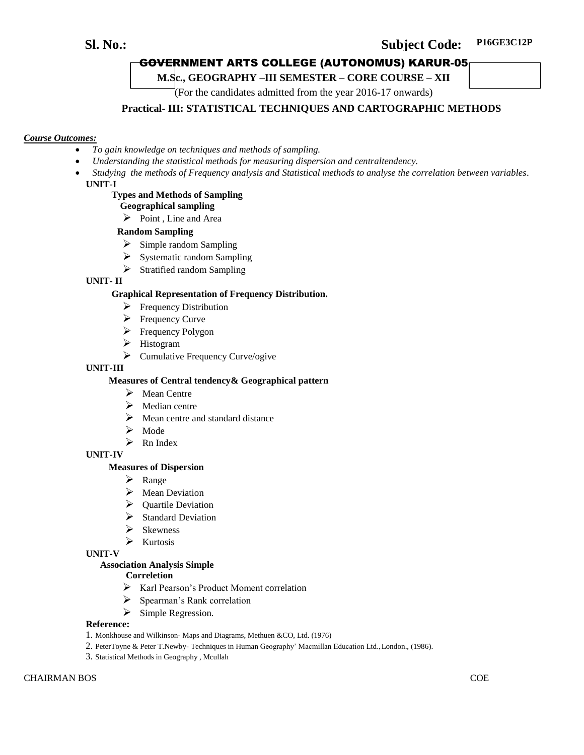**Sl. No.:** **Subject Code:** **P16GE3C12P**

# GOVERNMENT ARTS COLLEGE (AUTONOMUS) KARUR-05

**M.Sc., GEOGRAPHY –III SEMESTER – CORE COURSE – XII**

(For the candidates admitted from the year 2016-17 onwards)

## Practical- III: STATISTICAL TECHNIQUES AND CARTOGRAPHIC METHODS

***Course Outcomes:***

- *To gain knowledge on techniques and methods of sampling.*
- *Understanding the statistical methods for measuring dispersion and centraltendency.*
- *Studying the methods of Frequency analysis and Statistical methods to analyse the correlation between variables.*

**UNIT-I**

**Types and Methods of Sampling**

**Geographical sampling**

- Point , Line and Area

**Random Sampling**

- Simple random Sampling
- Systematic random Sampling
- Stratified random Sampling

**UNIT- II**

**Graphical Representation of Frequency Distribution.**

- Frequency Distribution
- Frequency Curve
- Frequency Polygon
- Histogram
- Cumulative Frequency Curve/ogive

**UNIT-III**

**Measures of Central tendency& Geographical pattern**

- Mean Centre
- Median centre
- Mean centre and standard distance
- Mode
- Rn Index

**UNIT-IV**

**Measures of Dispersion**

- Range
- Mean Deviation
- Quartile Deviation
- Standard Deviation
- Skewness
- Kurtosis

**UNIT-V**

**Association Analysis Simple**

**Correletion**

- Karl Pearson's Product Moment correlation
- Spearman's Rank correlation
- Simple Regression.

**Reference:**

1. Monkhouse and Wilkinson- Maps and Diagrams, Methuen &CO, Ltd. (1976)
2. PeterToyne & Peter T.Newby- Techniques in Human Geography' Macmillan Education Ltd., London., (1986).
3. Statistical Methods in Geography , Mcullah

CHAIRMAN BOS COE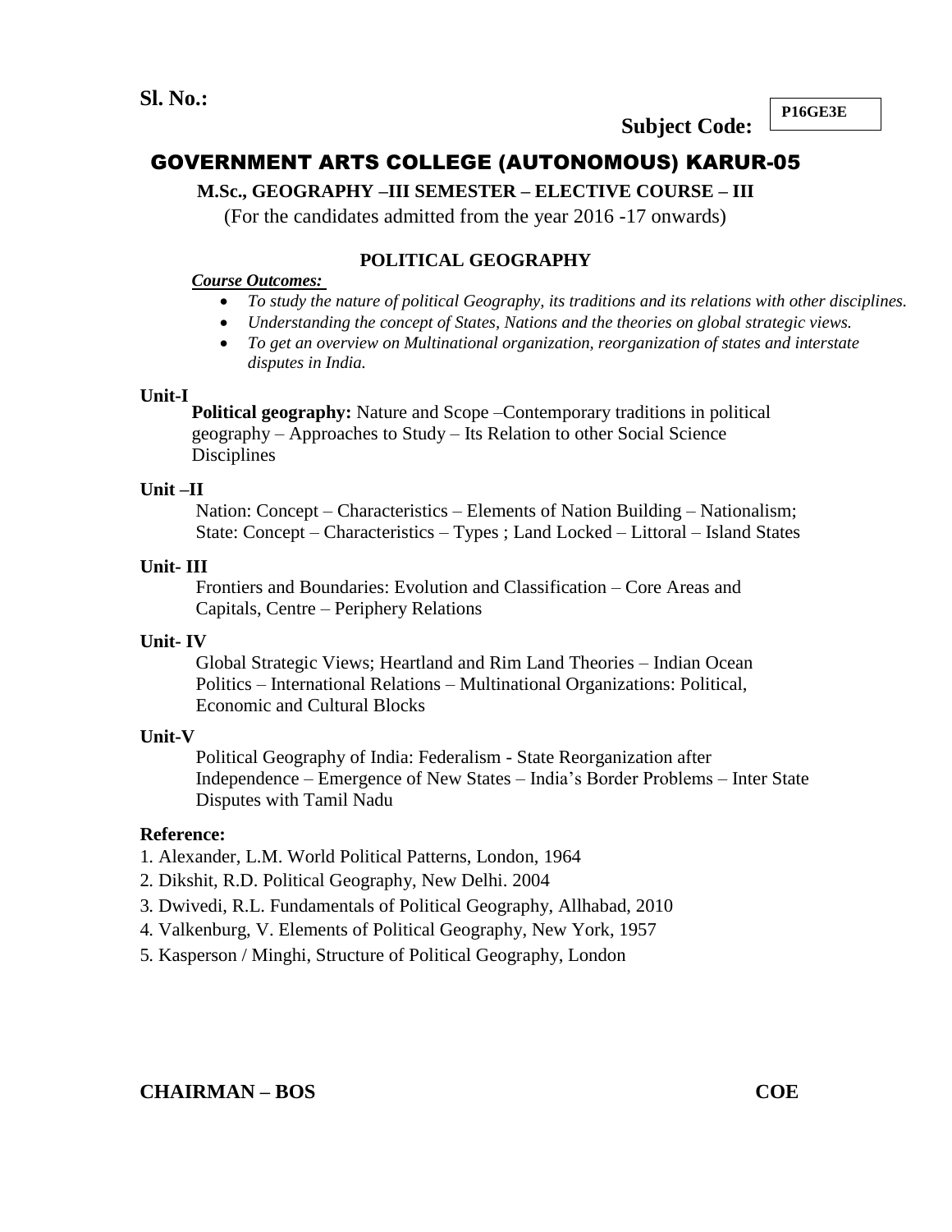**Sl. No.:**

**Subject Code:** P16GE3E

# GOVERNMENT ARTS COLLEGE (AUTONOMOUS) KARUR-05

**M.Sc., GEOGRAPHY –III SEMESTER – ELECTIVE COURSE – III**

(For the candidates admitted from the year 2016 -17 onwards)

## POLITICAL GEOGRAPHY

***Course Outcomes:***

- *To study the nature of political Geography, its traditions and its relations with other disciplines.*
- *Understanding the concept of States, Nations and the theories on global strategic views.*
- *To get an overview on Multinational organization, reorganization of states and interstate disputes in India.*

**Unit-I**

**Political geography:** Nature and Scope –Contemporary traditions in political geography – Approaches to Study – Its Relation to other Social Science Disciplines

**Unit –II**

Nation: Concept – Characteristics – Elements of Nation Building – Nationalism; State: Concept – Characteristics – Types ; Land Locked – Littoral – Island States

**Unit- III**

Frontiers and Boundaries: Evolution and Classification – Core Areas and Capitals, Centre – Periphery Relations

**Unit- IV**

Global Strategic Views; Heartland and Rim Land Theories – Indian Ocean Politics – International Relations – Multinational Organizations: Political, Economic and Cultural Blocks

**Unit-V**

Political Geography of India: Federalism - State Reorganization after Independence – Emergence of New States – India's Border Problems – Inter State Disputes with Tamil Nadu

**Reference:**

1. Alexander, L.M. World Political Patterns, London, 1964
2. Dikshit, R.D. Political Geography, New Delhi. 2004
3. Dwivedi, R.L. Fundamentals of Political Geography, Allhabad, 2010
4. Valkenburg, V. Elements of Political Geography, New York, 1957
5. Kasperson / Minghi, Structure of Political Geography, London

**CHAIRMAN – BOS** **COE**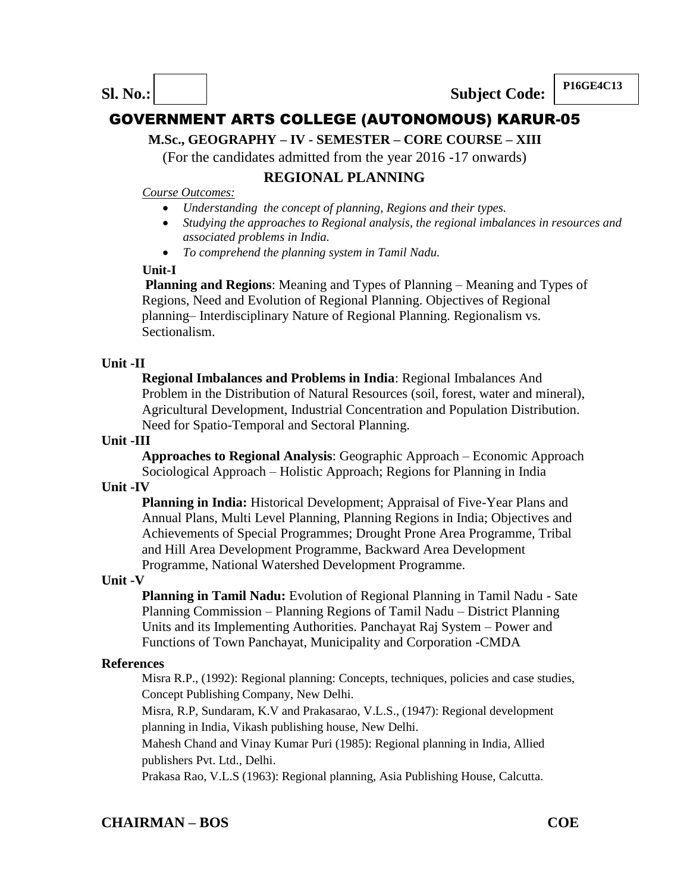**Sl. No.:** | **Subject Code:** P16GE4C13

# GOVERNMENT ARTS COLLEGE (AUTONOMOUS) KARUR-05

**M.Sc., GEOGRAPHY – IV - SEMESTER – CORE COURSE – XIII**

(For the candidates admitted from the year 2016 -17 onwards)

## REGIONAL PLANNING

*Course Outcomes:*

- *Understanding the concept of planning, Regions and their types.*
- *Studying the approaches to Regional analysis, the regional imbalances in resources and associated problems in India.*
- *To comprehend the planning system in Tamil Nadu.*

**Unit-I**

**Planning and Regions**: Meaning and Types of Planning – Meaning and Types of Regions, Need and Evolution of Regional Planning. Objectives of Regional planning– Interdisciplinary Nature of Regional Planning. Regionalism vs. Sectionalism.

**Unit -II**

**Regional Imbalances and Problems in India**: Regional Imbalances And Problem in the Distribution of Natural Resources (soil, forest, water and mineral), Agricultural Development, Industrial Concentration and Population Distribution. Need for Spatio-Temporal and Sectoral Planning.

**Unit -III**

**Approaches to Regional Analysis**: Geographic Approach – Economic Approach Sociological Approach – Holistic Approach; Regions for Planning in India

**Unit -IV**

**Planning in India:** Historical Development; Appraisal of Five-Year Plans and Annual Plans, Multi Level Planning, Planning Regions in India; Objectives and Achievements of Special Programmes; Drought Prone Area Programme, Tribal and Hill Area Development Programme, Backward Area Development Programme, National Watershed Development Programme.

**Unit -V**

**Planning in Tamil Nadu:** Evolution of Regional Planning in Tamil Nadu - Sate Planning Commission – Planning Regions of Tamil Nadu – District Planning Units and its Implementing Authorities. Panchayat Raj System – Power and Functions of Town Panchayat, Municipality and Corporation -CMDA

**References**

Misra R.P., (1992): Regional planning: Concepts, techniques, policies and case studies, Concept Publishing Company, New Delhi.

Misra, R.P, Sundaram, K.V and Prakasarao, V.L.S., (1947): Regional development planning in India, Vikash publishing house, New Delhi.

Mahesh Chand and Vinay Kumar Puri (1985): Regional planning in India, Allied publishers Pvt. Ltd., Delhi.

Prakasa Rao, V.L.S (1963): Regional planning, Asia Publishing House, Calcutta.

**CHAIRMAN – BOS** **COE**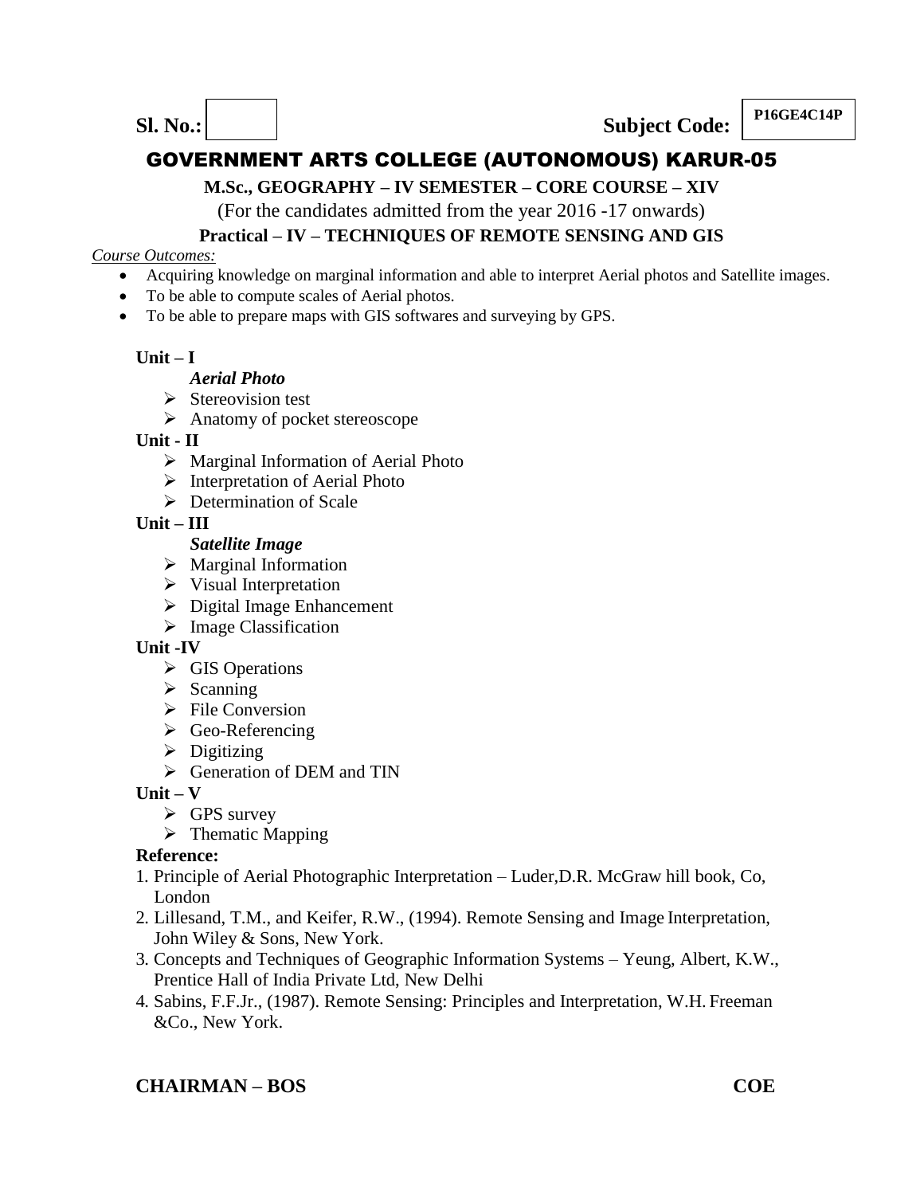**Sl. No.:** &nbsp;&nbsp;&nbsp;&nbsp;&nbsp;&nbsp;&nbsp;&nbsp;&nbsp;&nbsp;&nbsp;&nbsp; **Subject Code:** **P16GE4C14P**

# GOVERNMENT ARTS COLLEGE (AUTONOMOUS) KARUR-05

**M.Sc., GEOGRAPHY – IV SEMESTER – CORE COURSE – XIV**

(For the candidates admitted from the year 2016 -17 onwards)

**Practical – IV – TECHNIQUES OF REMOTE SENSING AND GIS**

*Course Outcomes:*

- Acquiring knowledge on marginal information and able to interpret Aerial photos and Satellite images.
- To be able to compute scales of Aerial photos.
- To be able to prepare maps with GIS softwares and surveying by GPS.

**Unit – I**

***Aerial Photo***

- Stereovision test
- Anatomy of pocket stereoscope

**Unit - II**

- Marginal Information of Aerial Photo
- Interpretation of Aerial Photo
- Determination of Scale

**Unit – III**

***Satellite Image***

- Marginal Information
- Visual Interpretation
- Digital Image Enhancement
- Image Classification

**Unit -IV**

- GIS Operations
- Scanning
- File Conversion
- Geo-Referencing
- Digitizing
- Generation of DEM and TIN

**Unit – V**

- GPS survey
- Thematic Mapping

**Reference:**

1. Principle of Aerial Photographic Interpretation – Luder,D.R. McGraw hill book, Co, London
2. Lillesand, T.M., and Keifer, R.W., (1994). Remote Sensing and Image Interpretation, John Wiley & Sons, New York.
3. Concepts and Techniques of Geographic Information Systems – Yeung, Albert, K.W., Prentice Hall of India Private Ltd, New Delhi
4. Sabins, F.F.Jr., (1987). Remote Sensing: Principles and Interpretation, W.H. Freeman &Co., New York.

**CHAIRMAN – BOS** &nbsp;&nbsp;&nbsp;&nbsp;&nbsp;&nbsp;&nbsp;&nbsp;&nbsp;&nbsp;&nbsp;&nbsp; **COE**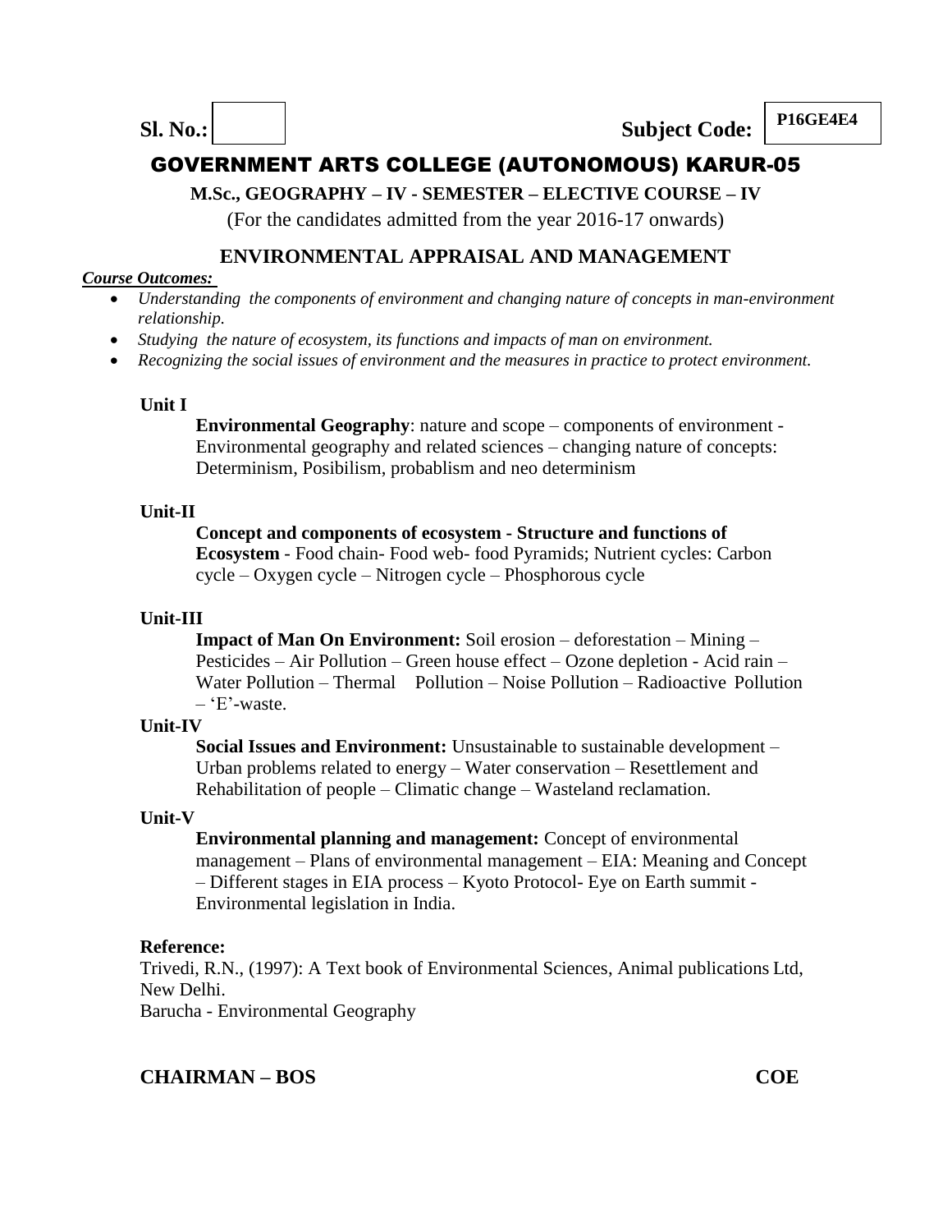**Sl. No.:** | **Subject Code:** P16GE4E4

# GOVERNMENT ARTS COLLEGE (AUTONOMOUS) KARUR-05

**M.Sc., GEOGRAPHY – IV - SEMESTER – ELECTIVE COURSE – IV**

(For the candidates admitted from the year 2016-17 onwards)

## ENVIRONMENTAL APPRAISAL AND MANAGEMENT

***Course Outcomes:***

- *Understanding the components of environment and changing nature of concepts in man-environment relationship.*
- *Studying the nature of ecosystem, its functions and impacts of man on environment.*
- *Recognizing the social issues of environment and the measures in practice to protect environment.*

### Unit I

**Environmental Geography**: nature and scope – components of environment - Environmental geography and related sciences – changing nature of concepts: Determinism, Posibilism, probablism and neo determinism

### Unit-II

**Concept and components of ecosystem - Structure and functions of Ecosystem** - Food chain- Food web- food Pyramids; Nutrient cycles: Carbon cycle – Oxygen cycle – Nitrogen cycle – Phosphorous cycle

### Unit-III

**Impact of Man On Environment:** Soil erosion – deforestation – Mining – Pesticides – Air Pollution – Green house effect – Ozone depletion - Acid rain – Water Pollution – Thermal Pollution – Noise Pollution – Radioactive Pollution – 'E'-waste.

### Unit-IV

**Social Issues and Environment:** Unsustainable to sustainable development – Urban problems related to energy – Water conservation – Resettlement and Rehabilitation of people – Climatic change – Wasteland reclamation.

### Unit-V

**Environmental planning and management:** Concept of environmental management – Plans of environmental management – EIA: Meaning and Concept – Different stages in EIA process – Kyoto Protocol- Eye on Earth summit - Environmental legislation in India.

### Reference:

Trivedi, R.N., (1997): A Text book of Environmental Sciences, Animal publications Ltd, New Delhi.

Barucha - Environmental Geography

**CHAIRMAN – BOS** **COE**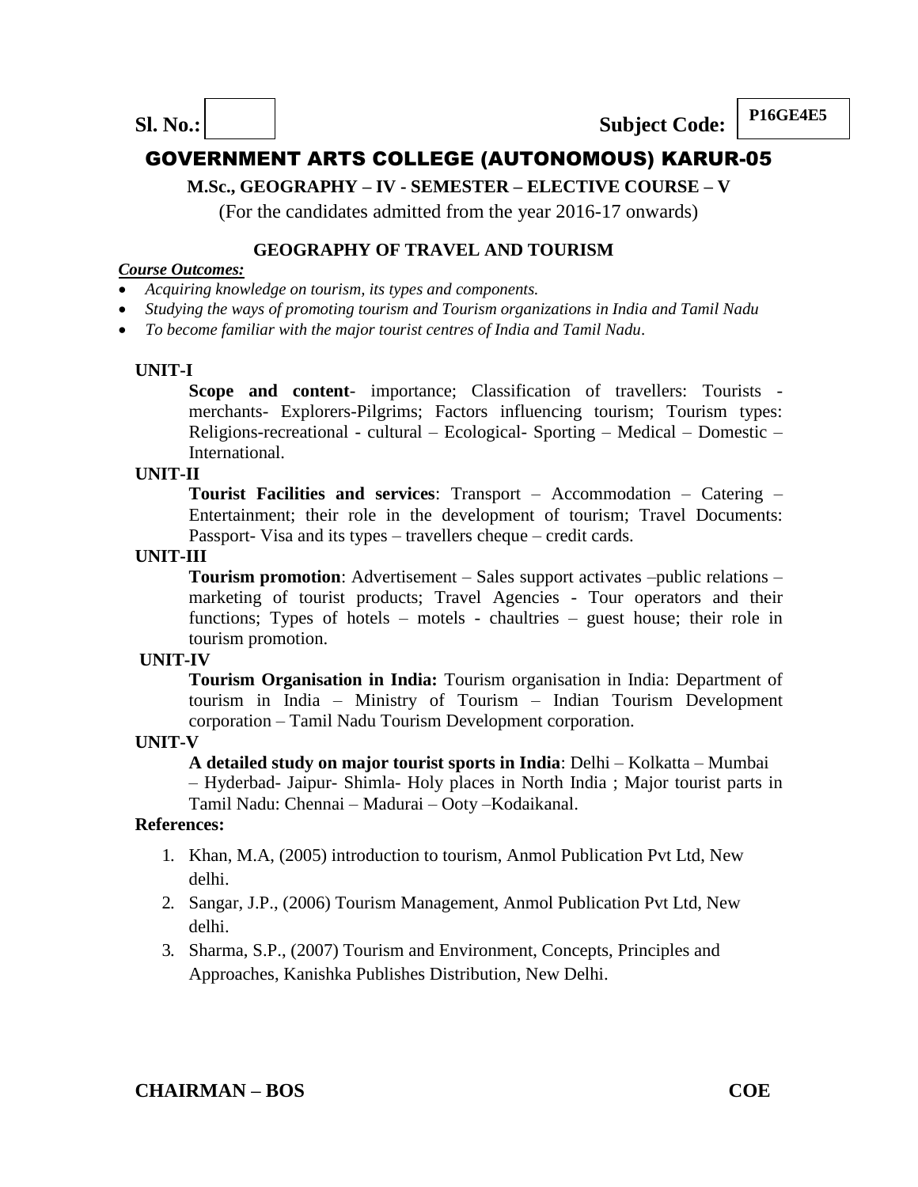**Sl. No.:** | | **Subject Code:** **P16GE4E5**

# GOVERNMENT ARTS COLLEGE (AUTONOMOUS) KARUR-05

**M.Sc., GEOGRAPHY – IV - SEMESTER – ELECTIVE COURSE – V**

(For the candidates admitted from the year 2016-17 onwards)

## GEOGRAPHY OF TRAVEL AND TOURISM

***Course Outcomes:***

- *Acquiring knowledge on tourism, its types and components.*
- *Studying the ways of promoting tourism and Tourism organizations in India and Tamil Nadu*
- *To become familiar with the major tourist centres of India and Tamil Nadu.*

**UNIT-I**

**Scope and content**- importance; Classification of travellers: Tourists - merchants- Explorers-Pilgrims; Factors influencing tourism; Tourism types: Religions-recreational - cultural – Ecological- Sporting – Medical – Domestic – International.

**UNIT-II**

**Tourist Facilities and services**: Transport – Accommodation – Catering – Entertainment; their role in the development of tourism; Travel Documents: Passport- Visa and its types – travellers cheque – credit cards.

**UNIT-III**

**Tourism promotion**: Advertisement – Sales support activates –public relations – marketing of tourist products; Travel Agencies - Tour operators and their functions; Types of hotels – motels - chaultries – guest house; their role in tourism promotion.

**UNIT-IV**

**Tourism Organisation in India:** Tourism organisation in India: Department of tourism in India – Ministry of Tourism – Indian Tourism Development corporation – Tamil Nadu Tourism Development corporation.

**UNIT-V**

**A detailed study on major tourist sports in India**: Delhi – Kolkatta – Mumbai – Hyderbad- Jaipur- Shimla- Holy places in North India ; Major tourist parts in Tamil Nadu: Chennai – Madurai – Ooty –Kodaikanal.

**References:**

1. Khan, M.A, (2005) introduction to tourism, Anmol Publication Pvt Ltd, New delhi.
2. Sangar, J.P., (2006) Tourism Management, Anmol Publication Pvt Ltd, New delhi.
3. Sharma, S.P., (2007) Tourism and Environment, Concepts, Principles and Approaches, Kanishka Publishes Distribution, New Delhi.

**CHAIRMAN – BOS** **COE**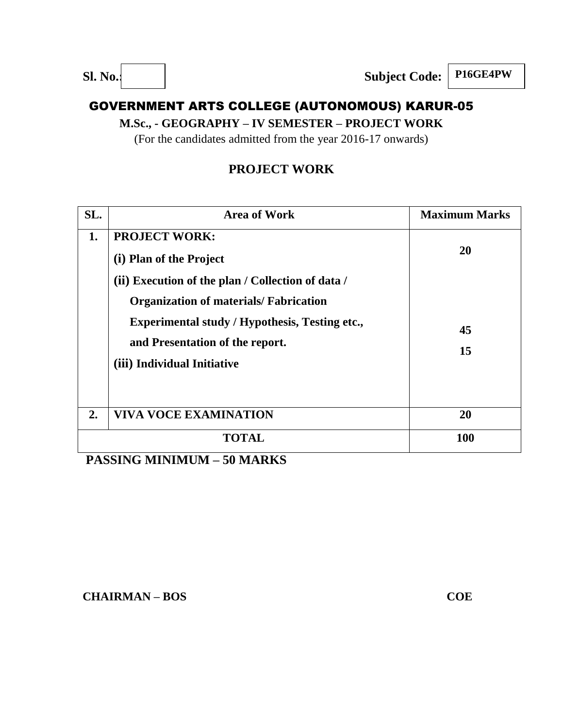**Sl. No.:** **Subject Code: P16GE4PW**

# GOVERNMENT ARTS COLLEGE (AUTONOMOUS) KARUR-05

**M.Sc., - GEOGRAPHY – IV SEMESTER – PROJECT WORK**

(For the candidates admitted from the year 2016-17 onwards)

## PROJECT WORK

| SL. | Area of Work | Maximum Marks |
|---|---|---|
| 1. | **PROJECT WORK:** | |
| | **(i) Plan of the Project** | **20** |
| | **(ii) Execution of the plan / Collection of data / Organization of materials/ Fabrication Experimental study / Hypothesis, Testing etc., and Presentation of the report.** | **45** |
| | **(iii) Individual Initiative** | **15** |
| 2. | **VIVA VOCE EXAMINATION** | **20** |
| | **TOTAL** | **100** |

**PASSING MINIMUM – 50 MARKS**

**CHAIRMAN – BOS** **COE**